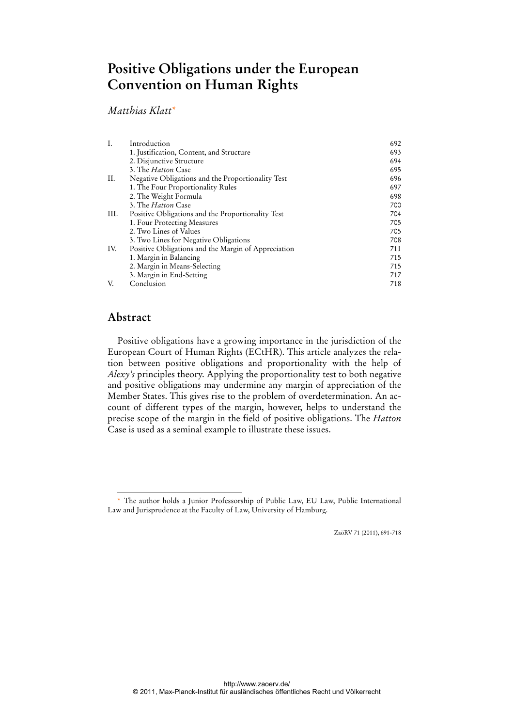# Positive Obligations under the European Convention on Human Rights

*Matthias Klatt*[*]

| | | |
|---|---|---|
| I. | Introduction | 692 |
| | 1. Justification, Content, and Structure | 693 |
| | 2. Disjunctive Structure | 694 |
| | 3. The *Hatton* Case | 695 |
| II. | Negative Obligations and the Proportionality Test | 696 |
| | 1. The Four Proportionality Rules | 697 |
| | 2. The Weight Formula | 698 |
| | 3. The *Hatton* Case | 700 |
| III. | Positive Obligations and the Proportionality Test | 704 |
| | 1. Four Protecting Measures | 705 |
| | 2. Two Lines of Values | 705 |
| | 3. Two Lines for Negative Obligations | 708 |
| IV. | Positive Obligations and the Margin of Appreciation | 711 |
| | 1. Margin in Balancing | 715 |
| | 2. Margin in Means-Selecting | 715 |
| | 3. Margin in End-Setting | 717 |
| V. | Conclusion | 718 |

## Abstract

Positive obligations have a growing importance in the jurisdiction of the European Court of Human Rights (ECtHR). This article analyzes the relation between positive obligations and proportionality with the help of *Alexy's* principles theory. Applying the proportionality test to both negative and positive obligations may undermine any margin of appreciation of the Member States. This gives rise to the problem of overdetermination. An account of different types of the margin, however, helps to understand the precise scope of the margin in the field of positive obligations. The *Hatton* Case is used as a seminal example to illustrate these issues.

---

[*] The author holds a Junior Professorship of Public Law, EU Law, Public International Law and Jurisprudence at the Faculty of Law, University of Hamburg.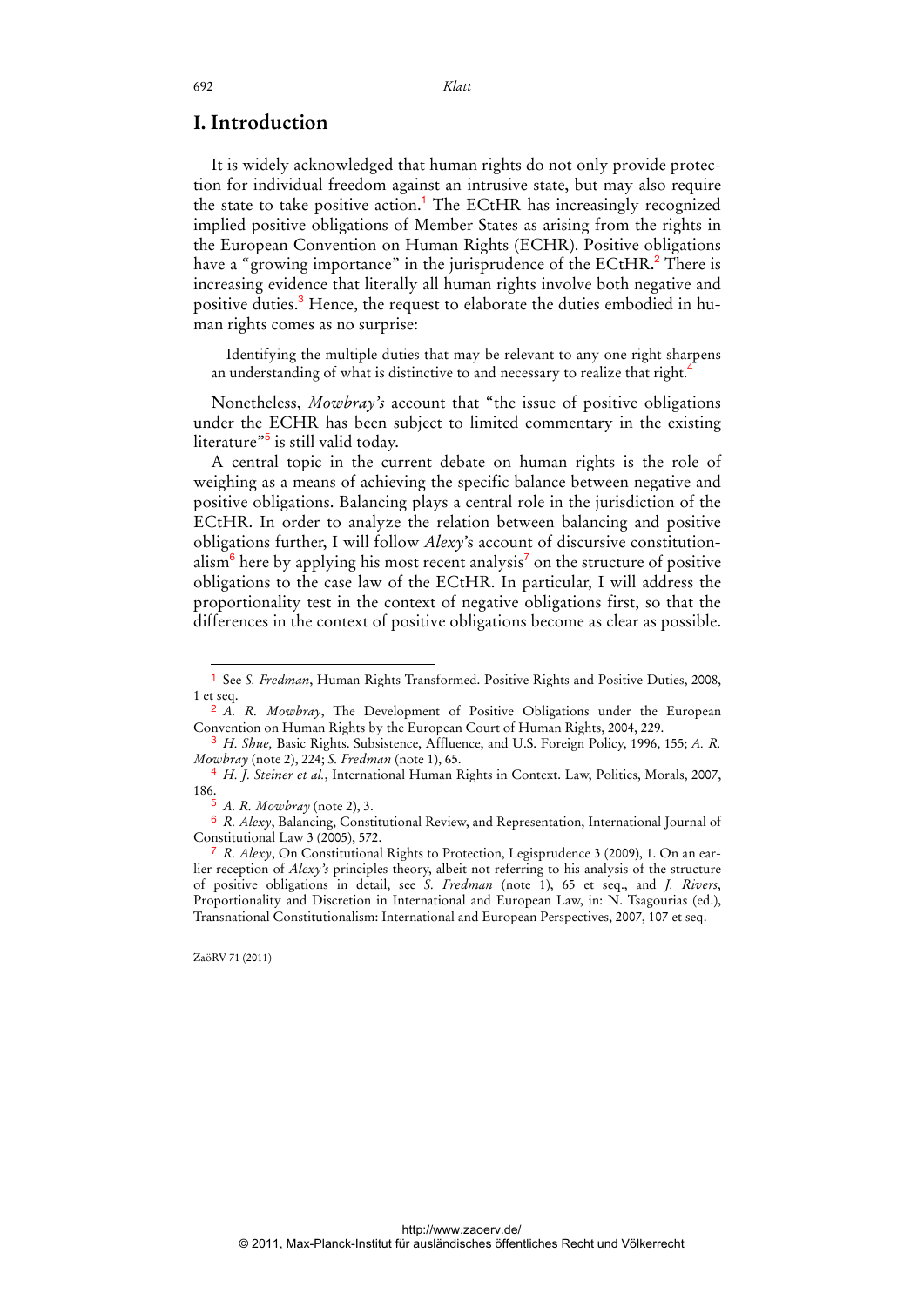# I. Introduction

It is widely acknowledged that human rights do not only provide protection for individual freedom against an intrusive state, but may also require the state to take positive action.[1] The ECtHR has increasingly recognized implied positive obligations of Member States as arising from the rights in the European Convention on Human Rights (ECHR). Positive obligations have a "growing importance" in the jurisprudence of the ECtHR.[2] There is increasing evidence that literally all human rights involve both negative and positive duties.[3] Hence, the request to elaborate the duties embodied in human rights comes as no surprise:

> Identifying the multiple duties that may be relevant to any one right sharpens an understanding of what is distinctive to and necessary to realize that right.[4]

Nonetheless, *Mowbray's* account that "the issue of positive obligations under the ECHR has been subject to limited commentary in the existing literature"[5] is still valid today.

A central topic in the current debate on human rights is the role of weighing as a means of achieving the specific balance between negative and positive obligations. Balancing plays a central role in the jurisdiction of the ECtHR. In order to analyze the relation between balancing and positive obligations further, I will follow *Alexy's* account of discursive constitutionalism[6] here by applying his most recent analysis[7] on the structure of positive obligations to the case law of the ECtHR. In particular, I will address the proportionality test in the context of negative obligations first, so that the differences in the context of positive obligations become as clear as possible.

---

[1] See *S. Fredman*, Human Rights Transformed. Positive Rights and Positive Duties, 2008, 1 et seq.

[2] *A. R. Mowbray*, The Development of Positive Obligations under the European Convention on Human Rights by the European Court of Human Rights, 2004, 229.

[3] *H. Shue,* Basic Rights. Subsistence, Affluence, and U.S. Foreign Policy, 1996, 155; *A. R. Mowbray* (note 2), 224; *S. Fredman* (note 1), 65.

[4] *H. J. Steiner et al.*, International Human Rights in Context. Law, Politics, Morals, 2007, 186.

[5] *A. R. Mowbray* (note 2), 3.

[6] *R. Alexy*, Balancing, Constitutional Review, and Representation, International Journal of Constitutional Law 3 (2005), 572.

[7] *R. Alexy*, On Constitutional Rights to Protection, Legisprudence 3 (2009), 1. On an earlier reception of *Alexy's* principles theory, albeit not referring to his analysis of the structure of positive obligations in detail, see *S. Fredman* (note 1), 65 et seq., and *J. Rivers*, Proportionality and Discretion in International and European Law, in: N. Tsagourias (ed.), Transnational Constitutionalism: International and European Perspectives, 2007, 107 et seq.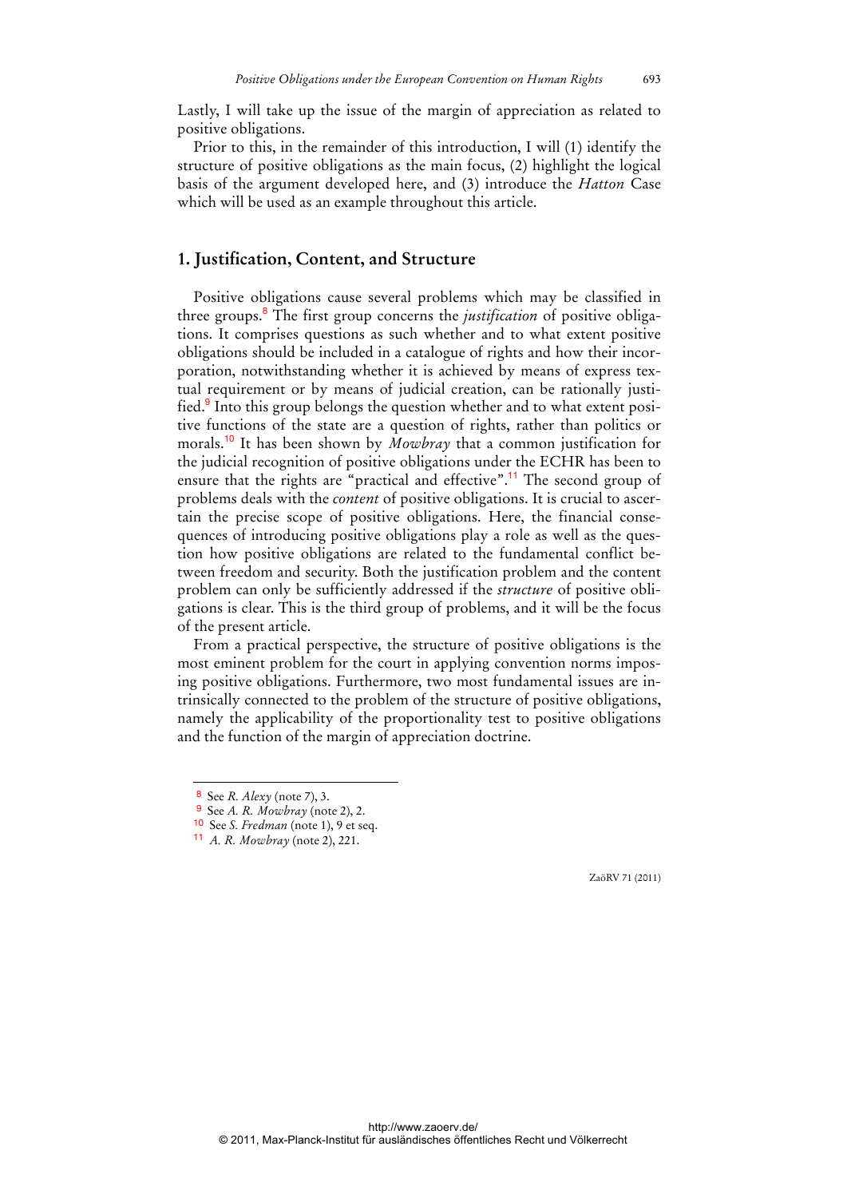Lastly, I will take up the issue of the margin of appreciation as related to positive obligations.

Prior to this, in the remainder of this introduction, I will (1) identify the structure of positive obligations as the main focus, (2) highlight the logical basis of the argument developed here, and (3) introduce the *Hatton* Case which will be used as an example throughout this article.

## 1. Justification, Content, and Structure

Positive obligations cause several problems which may be classified in three groups.[8] The first group concerns the *justification* of positive obligations. It comprises questions as such whether and to what extent positive obligations should be included in a catalogue of rights and how their incorporation, notwithstanding whether it is achieved by means of express textual requirement or by means of judicial creation, can be rationally justified.[9] Into this group belongs the question whether and to what extent positive functions of the state are a question of rights, rather than politics or morals.[10] It has been shown by *Mowbray* that a common justification for the judicial recognition of positive obligations under the ECHR has been to ensure that the rights are "practical and effective".[11] The second group of problems deals with the *content* of positive obligations. It is crucial to ascertain the precise scope of positive obligations. Here, the financial consequences of introducing positive obligations play a role as well as the question how positive obligations are related to the fundamental conflict between freedom and security. Both the justification problem and the content problem can only be sufficiently addressed if the *structure* of positive obligations is clear. This is the third group of problems, and it will be the focus of the present article.

From a practical perspective, the structure of positive obligations is the most eminent problem for the court in applying convention norms imposing positive obligations. Furthermore, two most fundamental issues are intrinsically connected to the problem of the structure of positive obligations, namely the applicability of the proportionality test to positive obligations and the function of the margin of appreciation doctrine.

---

[8] See *R. Alexy* (note 7), 3.

[9] See *A. R. Mowbray* (note 2), 2.

[10] See *S. Fredman* (note 1), 9 et seq.

[11] *A. R. Mowbray* (note 2), 221.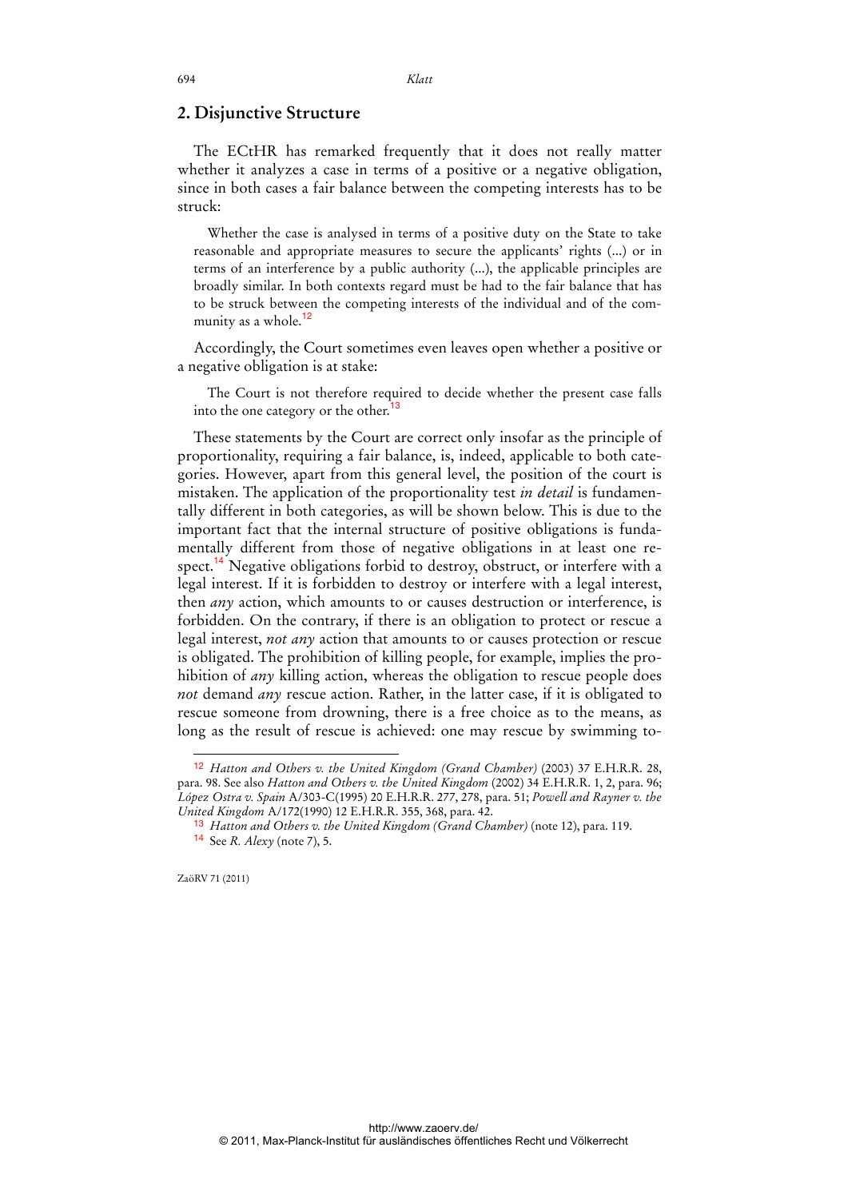## 2. Disjunctive Structure

The ECtHR has remarked frequently that it does not really matter whether it analyzes a case in terms of a positive or a negative obligation, since in both cases a fair balance between the competing interests has to be struck:

> Whether the case is analysed in terms of a positive duty on the State to take reasonable and appropriate measures to secure the applicants' rights (...) or in terms of an interference by a public authority (...), the applicable principles are broadly similar. In both contexts regard must be had to the fair balance that has to be struck between the competing interests of the individual and of the community as a whole.[12]

Accordingly, the Court sometimes even leaves open whether a positive or a negative obligation is at stake:

> The Court is not therefore required to decide whether the present case falls into the one category or the other.[13]

These statements by the Court are correct only insofar as the principle of proportionality, requiring a fair balance, is, indeed, applicable to both categories. However, apart from this general level, the position of the court is mistaken. The application of the proportionality test *in detail* is fundamentally different in both categories, as will be shown below. This is due to the important fact that the internal structure of positive obligations is fundamentally different from those of negative obligations in at least one respect.[14] Negative obligations forbid to destroy, obstruct, or interfere with a legal interest. If it is forbidden to destroy or interfere with a legal interest, then *any* action, which amounts to or causes destruction or interference, is forbidden. On the contrary, if there is an obligation to protect or rescue a legal interest, *not any* action that amounts to or causes protection or rescue is obligated. The prohibition of killing people, for example, implies the prohibition of *any* killing action, whereas the obligation to rescue people does *not* demand *any* rescue action. Rather, in the latter case, if it is obligated to rescue someone from drowning, there is a free choice as to the means, as long as the result of rescue is achieved: one may rescue by swimming to-

---

[12] *Hatton and Others v. the United Kingdom (Grand Chamber)* (2003) 37 E.H.R.R. 28, para. 98. See also *Hatton and Others v. the United Kingdom* (2002) 34 E.H.R.R. 1, 2, para. 96; *López Ostra v. Spain* A/303-C(1995) 20 E.H.R.R. 277, 278, para. 51; *Powell and Rayner v. the United Kingdom* A/172(1990) 12 E.H.R.R. 355, 368, para. 42.

[13] *Hatton and Others v. the United Kingdom (Grand Chamber)* (note 12), para. 119.

[14] See *R. Alexy* (note 7), 5.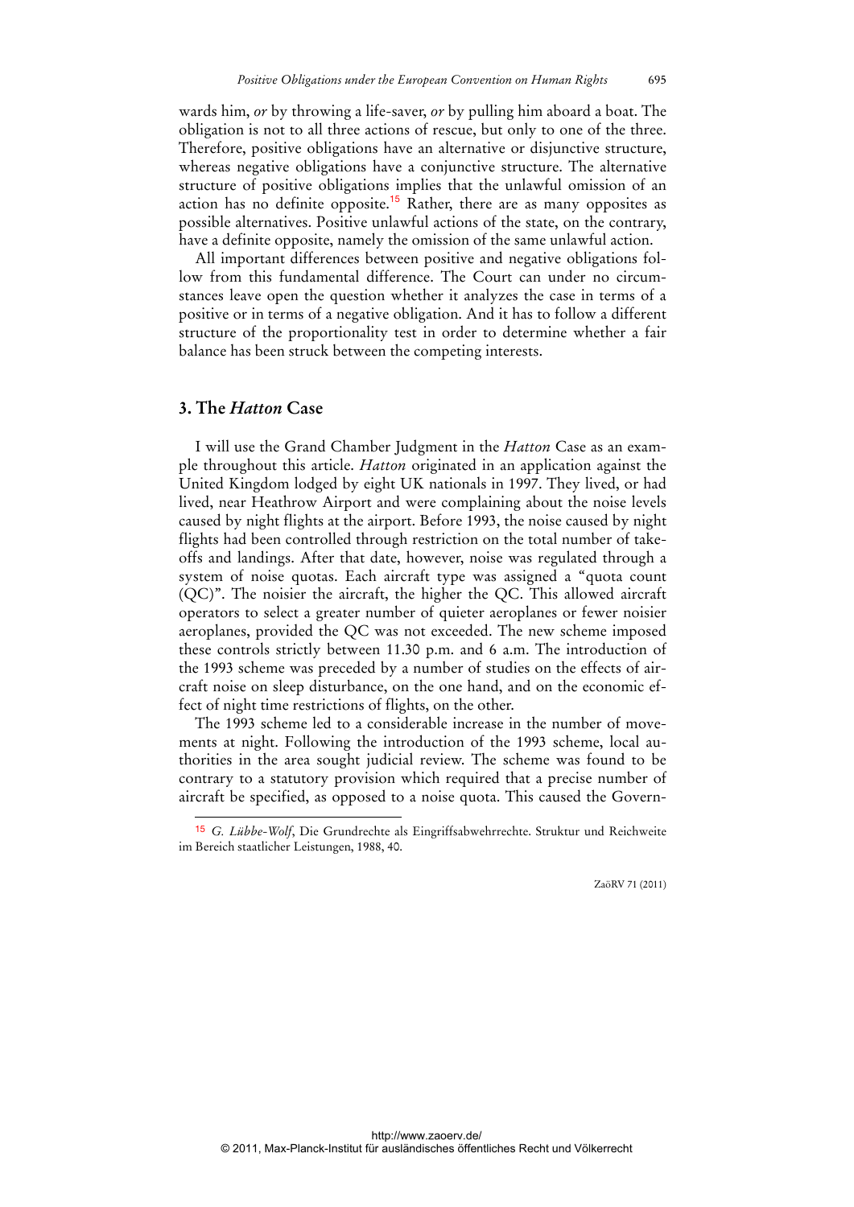wards him, *or* by throwing a life-saver, *or* by pulling him aboard a boat. The obligation is not to all three actions of rescue, but only to one of the three. Therefore, positive obligations have an alternative or disjunctive structure, whereas negative obligations have a conjunctive structure. The alternative structure of positive obligations implies that the unlawful omission of an action has no definite opposite.[15] Rather, there are as many opposites as possible alternatives. Positive unlawful actions of the state, on the contrary, have a definite opposite, namely the omission of the same unlawful action.

All important differences between positive and negative obligations follow from this fundamental difference. The Court can under no circumstances leave open the question whether it analyzes the case in terms of a positive or in terms of a negative obligation. And it has to follow a different structure of the proportionality test in order to determine whether a fair balance has been struck between the competing interests.

## 3. The *Hatton* Case

I will use the Grand Chamber Judgment in the *Hatton* Case as an example throughout this article. *Hatton* originated in an application against the United Kingdom lodged by eight UK nationals in 1997. They lived, or had lived, near Heathrow Airport and were complaining about the noise levels caused by night flights at the airport. Before 1993, the noise caused by night flights had been controlled through restriction on the total number of take-offs and landings. After that date, however, noise was regulated through a system of noise quotas. Each aircraft type was assigned a "quota count (QC)". The noisier the aircraft, the higher the QC. This allowed aircraft operators to select a greater number of quieter aeroplanes or fewer noisier aeroplanes, provided the QC was not exceeded. The new scheme imposed these controls strictly between 11.30 p.m. and 6 a.m. The introduction of the 1993 scheme was preceded by a number of studies on the effects of aircraft noise on sleep disturbance, on the one hand, and on the economic effect of night time restrictions of flights, on the other.

The 1993 scheme led to a considerable increase in the number of movements at night. Following the introduction of the 1993 scheme, local authorities in the area sought judicial review. The scheme was found to be contrary to a statutory provision which required that a precise number of aircraft be specified, as opposed to a noise quota. This caused the Govern-

---

[15] *G. Lübbe-Wolf*, Die Grundrechte als Eingriffsabwehrrechte. Struktur und Reichweite im Bereich staatlicher Leistungen, 1988, 40.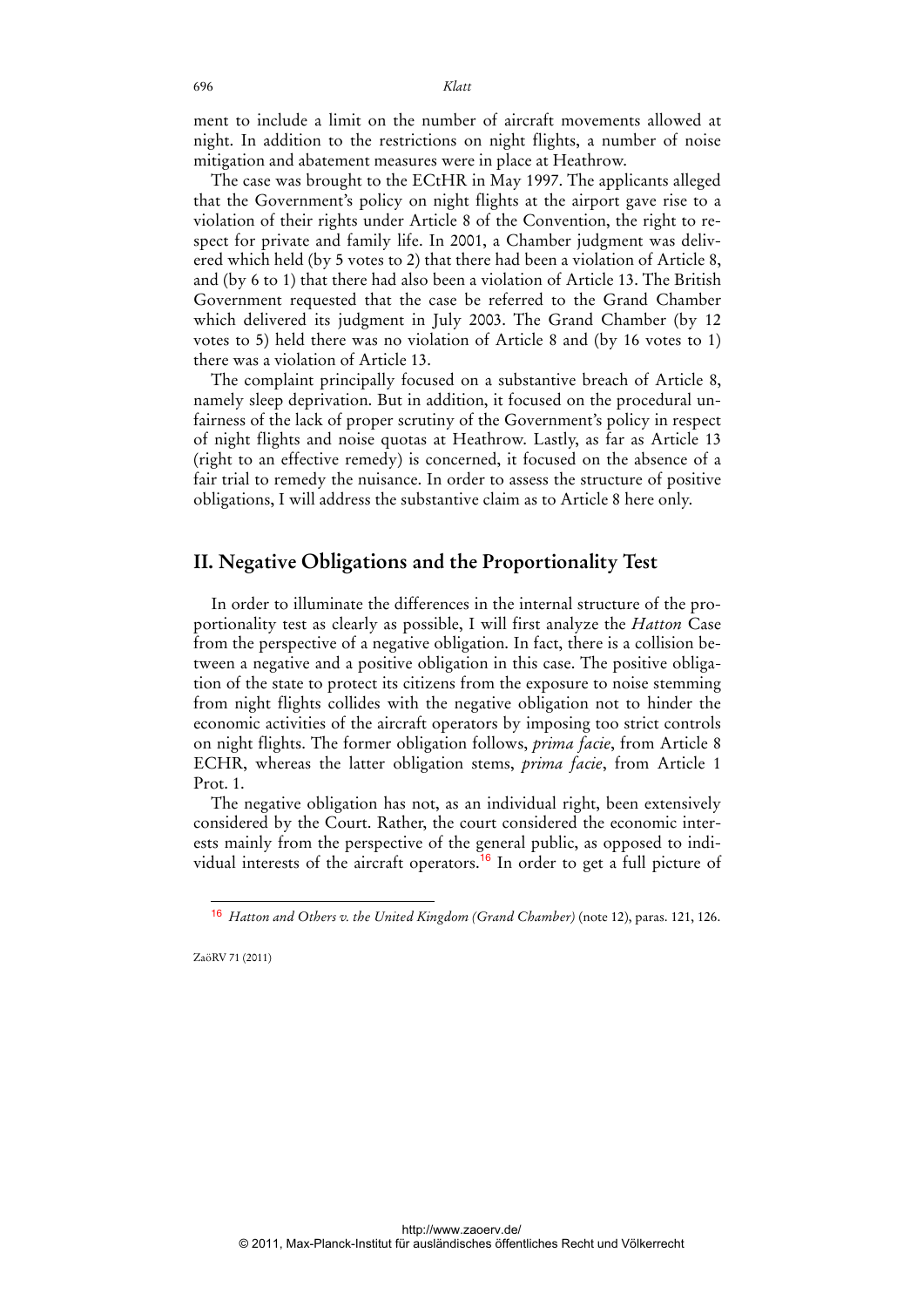ment to include a limit on the number of aircraft movements allowed at night. In addition to the restrictions on night flights, a number of noise mitigation and abatement measures were in place at Heathrow.

The case was brought to the ECtHR in May 1997. The applicants alleged that the Government's policy on night flights at the airport gave rise to a violation of their rights under Article 8 of the Convention, the right to respect for private and family life. In 2001, a Chamber judgment was delivered which held (by 5 votes to 2) that there had been a violation of Article 8, and (by 6 to 1) that there had also been a violation of Article 13. The British Government requested that the case be referred to the Grand Chamber which delivered its judgment in July 2003. The Grand Chamber (by 12 votes to 5) held there was no violation of Article 8 and (by 16 votes to 1) there was a violation of Article 13.

The complaint principally focused on a substantive breach of Article 8, namely sleep deprivation. But in addition, it focused on the procedural unfairness of the lack of proper scrutiny of the Government's policy in respect of night flights and noise quotas at Heathrow. Lastly, as far as Article 13 (right to an effective remedy) is concerned, it focused on the absence of a fair trial to remedy the nuisance. In order to assess the structure of positive obligations, I will address the substantive claim as to Article 8 here only.

## II. Negative Obligations and the Proportionality Test

In order to illuminate the differences in the internal structure of the proportionality test as clearly as possible, I will first analyze the *Hatton* Case from the perspective of a negative obligation. In fact, there is a collision between a negative and a positive obligation in this case. The positive obligation of the state to protect its citizens from the exposure to noise stemming from night flights collides with the negative obligation not to hinder the economic activities of the aircraft operators by imposing too strict controls on night flights. The former obligation follows, *prima facie*, from Article 8 ECHR, whereas the latter obligation stems, *prima facie*, from Article 1 Prot. 1.

The negative obligation has not, as an individual right, been extensively considered by the Court. Rather, the court considered the economic interests mainly from the perspective of the general public, as opposed to individual interests of the aircraft operators.[16] In order to get a full picture of

[16] *Hatton and Others v. the United Kingdom (Grand Chamber)* (note 12), paras. 121, 126.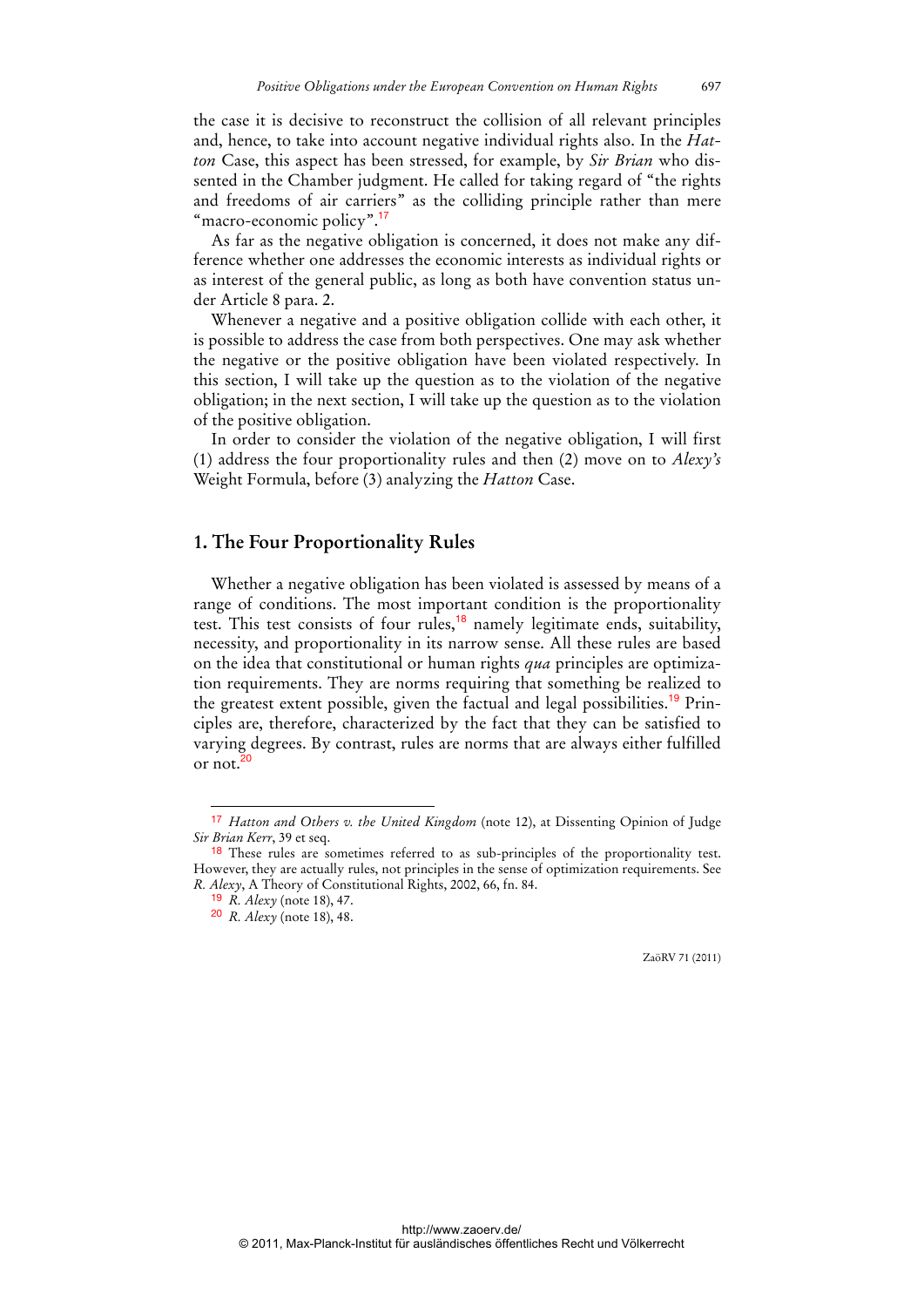the case it is decisive to reconstruct the collision of all relevant principles and, hence, to take into account negative individual rights also. In the *Hatton* Case, this aspect has been stressed, for example, by *Sir Brian* who dissented in the Chamber judgment. He called for taking regard of "the rights and freedoms of air carriers" as the colliding principle rather than mere "macro-economic policy".[17]

As far as the negative obligation is concerned, it does not make any difference whether one addresses the economic interests as individual rights or as interest of the general public, as long as both have convention status under Article 8 para. 2.

Whenever a negative and a positive obligation collide with each other, it is possible to address the case from both perspectives. One may ask whether the negative or the positive obligation have been violated respectively. In this section, I will take up the question as to the violation of the negative obligation; in the next section, I will take up the question as to the violation of the positive obligation.

In order to consider the violation of the negative obligation, I will first (1) address the four proportionality rules and then (2) move on to *Alexy's* Weight Formula, before (3) analyzing the *Hatton* Case.

## 1. The Four Proportionality Rules

Whether a negative obligation has been violated is assessed by means of a range of conditions. The most important condition is the proportionality test. This test consists of four rules,[18] namely legitimate ends, suitability, necessity, and proportionality in its narrow sense. All these rules are based on the idea that constitutional or human rights *qua* principles are optimization requirements. They are norms requiring that something be realized to the greatest extent possible, given the factual and legal possibilities.[19] Principles are, therefore, characterized by the fact that they can be satisfied to varying degrees. By contrast, rules are norms that are always either fulfilled or not.[20]

---

[17] *Hatton and Others v. the United Kingdom* (note 12), at Dissenting Opinion of Judge *Sir Brian Kerr*, 39 et seq.

[18] These rules are sometimes referred to as sub-principles of the proportionality test. However, they are actually rules, not principles in the sense of optimization requirements. See *R. Alexy*, A Theory of Constitutional Rights, 2002, 66, fn. 84.

[19] *R. Alexy* (note 18), 47.

[20] *R. Alexy* (note 18), 48.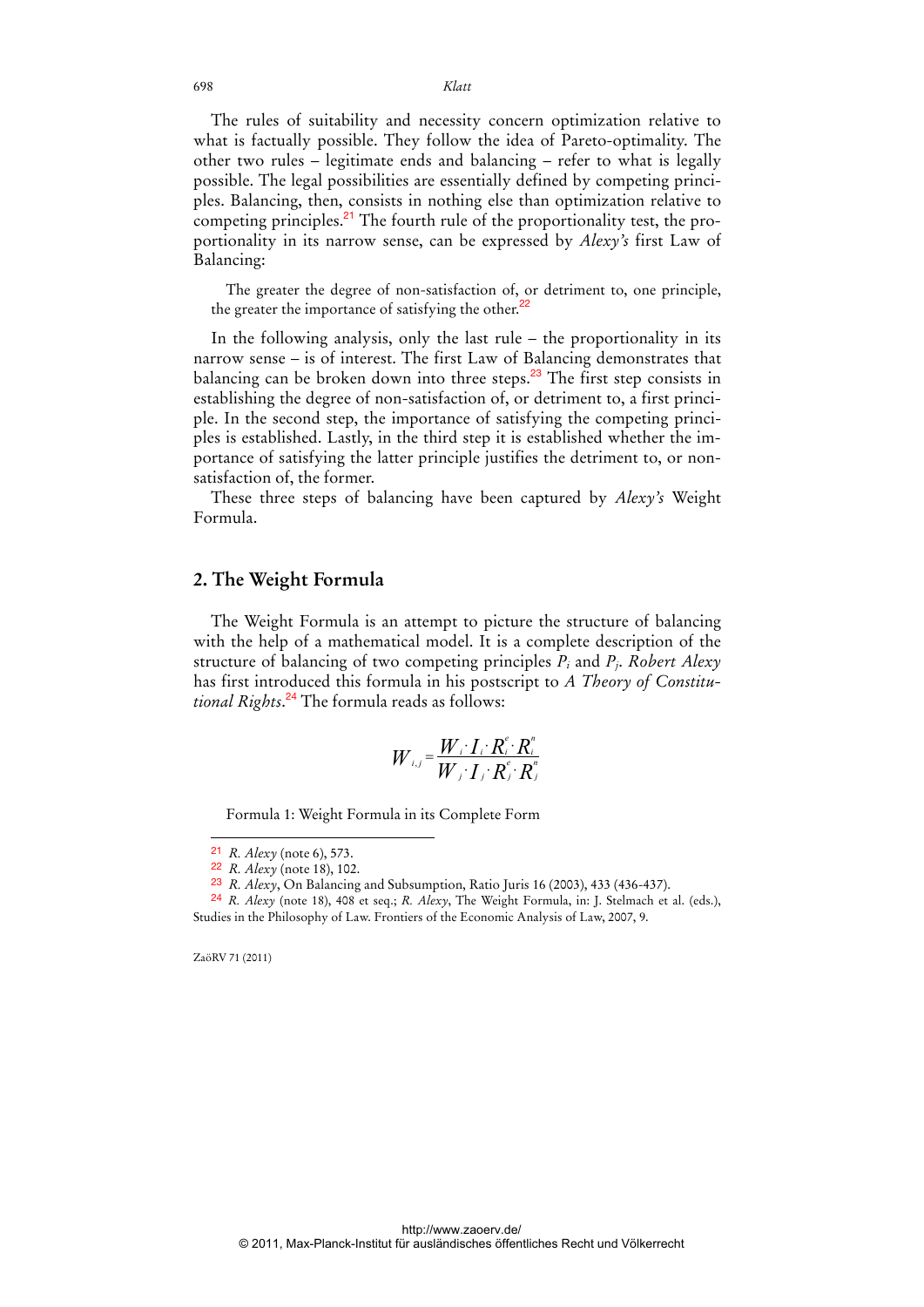The rules of suitability and necessity concern optimization relative to what is factually possible. They follow the idea of Pareto-optimality. The other two rules – legitimate ends and balancing – refer to what is legally possible. The legal possibilities are essentially defined by competing principles. Balancing, then, consists in nothing else than optimization relative to competing principles.[21] The fourth rule of the proportionality test, the proportionality in its narrow sense, can be expressed by *Alexy's* first Law of Balancing:

> The greater the degree of non-satisfaction of, or detriment to, one principle, the greater the importance of satisfying the other.[22]

In the following analysis, only the last rule – the proportionality in its narrow sense – is of interest. The first Law of Balancing demonstrates that balancing can be broken down into three steps.[23] The first step consists in establishing the degree of non-satisfaction of, or detriment to, a first principle. In the second step, the importance of satisfying the competing principles is established. Lastly, in the third step it is established whether the importance of satisfying the latter principle justifies the detriment to, or non-satisfaction of, the former.

These three steps of balancing have been captured by *Alexy's* Weight Formula.

## 2. The Weight Formula

The Weight Formula is an attempt to picture the structure of balancing with the help of a mathematical model. It is a complete description of the structure of balancing of two competing principles $P_i$ and $P_j$. *Robert Alexy* has first introduced this formula in his postscript to *A Theory of Constitutional Rights*.[24] The formula reads as follows:

$$W_{i,j} = \frac{W_i \cdot I_i \cdot R_i^e \cdot R_i^n}{W_j \cdot I_j \cdot R_j^e \cdot R_j^n}$$

Formula 1: Weight Formula in its Complete Form

---

[21] *R. Alexy* (note 6), 573.

[22] *R. Alexy* (note 18), 102.

[23] *R. Alexy*, On Balancing and Subsumption, Ratio Juris 16 (2003), 433 (436-437).

[24] *R. Alexy* (note 18), 408 et seq.; *R. Alexy*, The Weight Formula, in: J. Stelmach et al. (eds.), Studies in the Philosophy of Law. Frontiers of the Economic Analysis of Law, 2007, 9.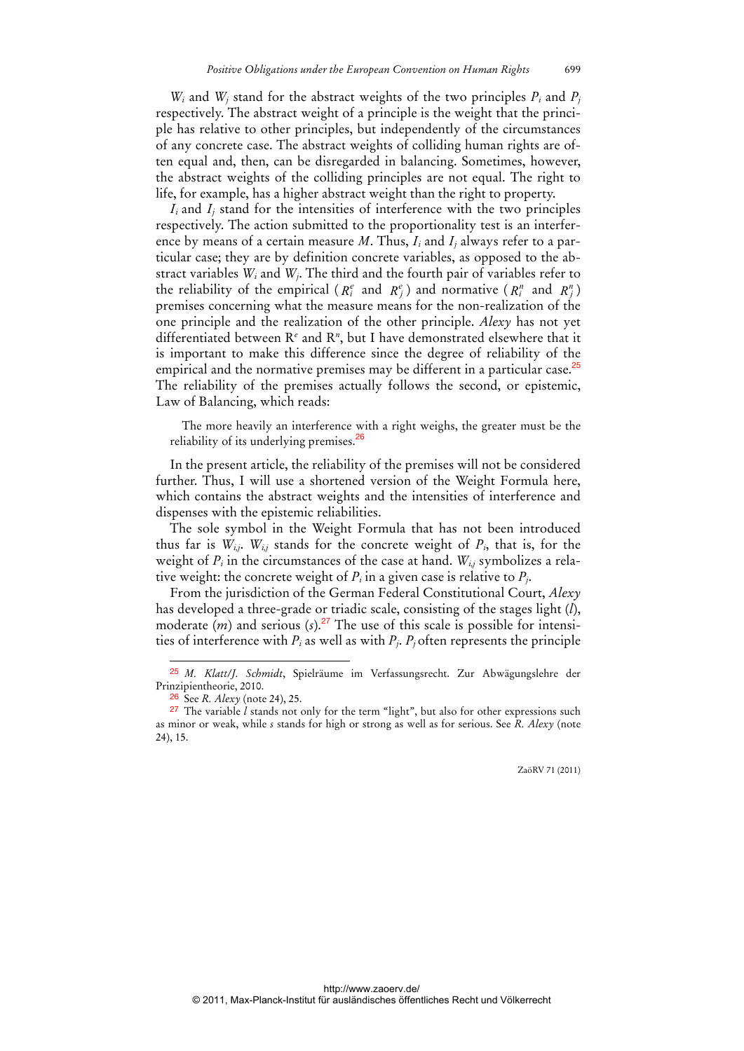$W_i$ and $W_j$ stand for the abstract weights of the two principles $P_i$ and $P_j$ respectively. The abstract weight of a principle is the weight that the principle has relative to other principles, but independently of the circumstances of any concrete case. The abstract weights of colliding human rights are often equal and, then, can be disregarded in balancing. Sometimes, however, the abstract weights of the colliding principles are not equal. The right to life, for example, has a higher abstract weight than the right to property.

$I_i$ and $I_j$ stand for the intensities of interference with the two principles respectively. The action submitted to the proportionality test is an interference by means of a certain measure *M*. Thus, $I_i$ and $I_j$ always refer to a particular case; they are by definition concrete variables, as opposed to the abstract variables $W_i$ and $W_j$. The third and the fourth pair of variables refer to the reliability of the empirical ($R_i^e$ and $R_j^e$) and normative ($R_i^n$ and $R_j^n$) premises concerning what the measure means for the non-realization of the one principle and the realization of the other principle. *Alexy* has not yet differentiated between $R^e$ and $R^n$, but I have demonstrated elsewhere that it is important to make this difference since the degree of reliability of the empirical and the normative premises may be different in a particular case.[25] The reliability of the premises actually follows the second, or epistemic, Law of Balancing, which reads:

> The more heavily an interference with a right weighs, the greater must be the reliability of its underlying premises.[26]

In the present article, the reliability of the premises will not be considered further. Thus, I will use a shortened version of the Weight Formula here, which contains the abstract weights and the intensities of interference and dispenses with the epistemic reliabilities.

The sole symbol in the Weight Formula that has not been introduced thus far is $W_{i,j}$. $W_{i,j}$ stands for the concrete weight of $P_i$, that is, for the weight of $P_i$ in the circumstances of the case at hand. $W_{i,j}$ symbolizes a relative weight: the concrete weight of $P_i$ in a given case is relative to $P_j$.

From the jurisdiction of the German Federal Constitutional Court, *Alexy* has developed a three-grade or triadic scale, consisting of the stages light (*l*), moderate (*m*) and serious (*s*).[27] The use of this scale is possible for intensities of interference with $P_i$ as well as with $P_j$. $P_j$ often represents the principle

---

[25] *M. Klatt/J. Schmidt*, Spielräume im Verfassungsrecht. Zur Abwägungslehre der Prinzipientheorie, 2010.

[26] See *R. Alexy* (note 24), 25.

[27] The variable *l* stands not only for the term "light", but also for other expressions such as minor or weak, while *s* stands for high or strong as well as for serious. See *R. Alexy* (note 24), 15.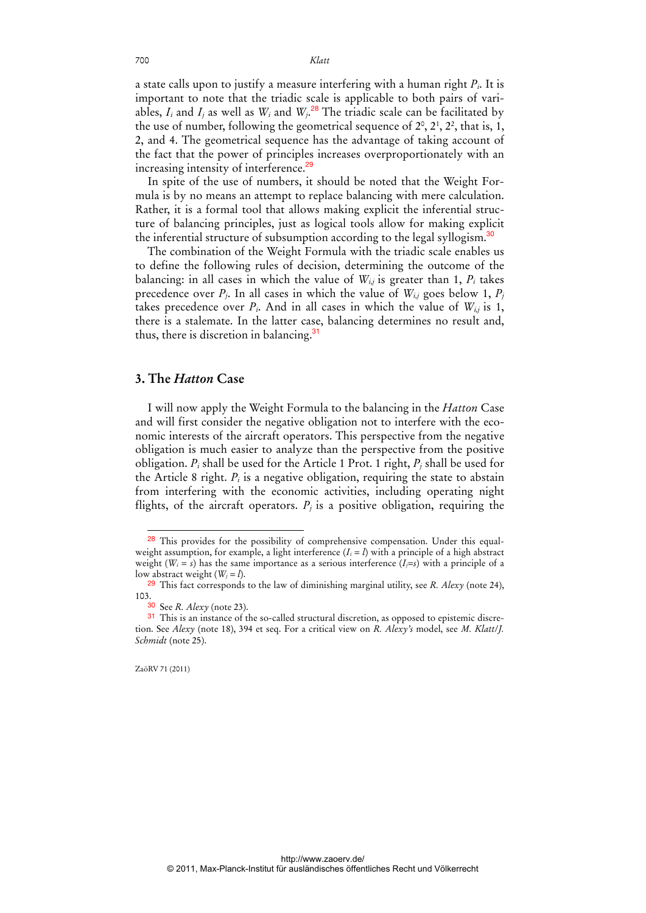a state calls upon to justify a measure interfering with a human right $P_i$. It is important to note that the triadic scale is applicable to both pairs of variables, $I_i$ and $I_j$ as well as $W_i$ and $W_j$.[28] The triadic scale can be facilitated by the use of number, following the geometrical sequence of $2^0$, $2^1$, $2^2$, that is, 1, 2, and 4. The geometrical sequence has the advantage of taking account of the fact that the power of principles increases overproportionately with an increasing intensity of interference.[29]

In spite of the use of numbers, it should be noted that the Weight Formula is by no means an attempt to replace balancing with mere calculation. Rather, it is a formal tool that allows making explicit the inferential structure of balancing principles, just as logical tools allow for making explicit the inferential structure of subsumption according to the legal syllogism.[30]

The combination of the Weight Formula with the triadic scale enables us to define the following rules of decision, determining the outcome of the balancing: in all cases in which the value of $W_{i,j}$ is greater than 1, $P_i$ takes precedence over $P_j$. In all cases in which the value of $W_{i,j}$ goes below 1, $P_j$ takes precedence over $P_i$. And in all cases in which the value of $W_{i,j}$ is 1, there is a stalemate. In the latter case, balancing determines no result and, thus, there is discretion in balancing.[31]

## 3. The *Hatton* Case

I will now apply the Weight Formula to the balancing in the *Hatton* Case and will first consider the negative obligation not to interfere with the economic interests of the aircraft operators. This perspective from the negative obligation is much easier to analyze than the perspective from the positive obligation. $P_i$ shall be used for the Article 1 Prot. 1 right, $P_j$ shall be used for the Article 8 right. $P_i$ is a negative obligation, requiring the state to abstain from interfering with the economic activities, including operating night flights, of the aircraft operators. $P_j$ is a positive obligation, requiring the

---

[28] This provides for the possibility of comprehensive compensation. Under this equal-weight assumption, for example, a light interference ($I_i = l$) with a principle of a high abstract weight ($W_i = s$) has the same importance as a serious interference ($I_j = s$) with a principle of a low abstract weight ($W_j = l$).

[29] This fact corresponds to the law of diminishing marginal utility, see *R. Alexy* (note 24), 103.

[30] See *R. Alexy* (note 23).

[31] This is an instance of the so-called structural discretion, as opposed to epistemic discretion. See *Alexy* (note 18), 394 et seq. For a critical view on *R. Alexy's* model, see *M. Klatt/J. Schmidt* (note 25).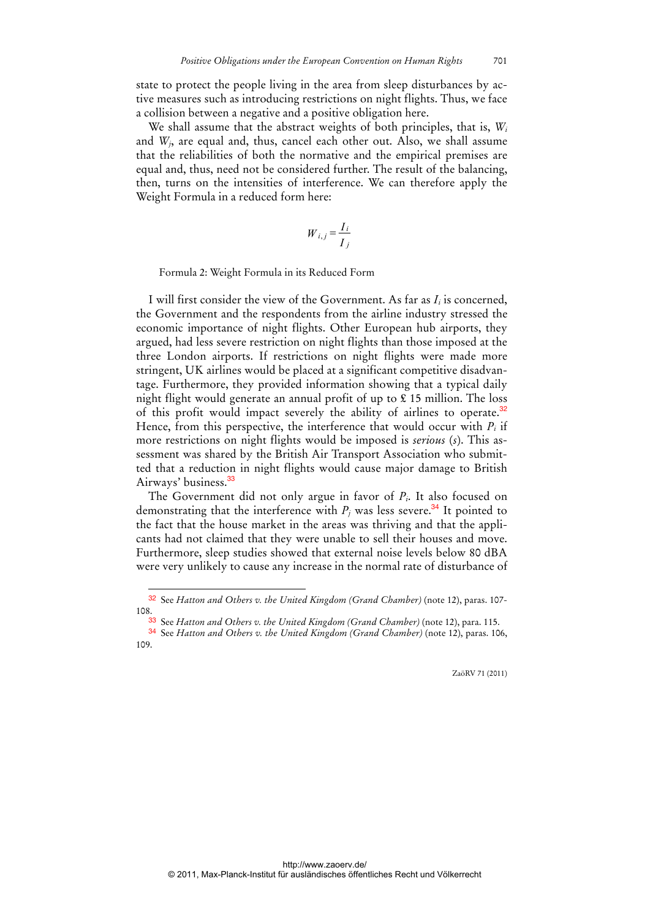state to protect the people living in the area from sleep disturbances by active measures such as introducing restrictions on night flights. Thus, we face a collision between a negative and a positive obligation here.

We shall assume that the abstract weights of both principles, that is, $W_i$ and $W_j$, are equal and, thus, cancel each other out. Also, we shall assume that the reliabilities of both the normative and the empirical premises are equal and, thus, need not be considered further. The result of the balancing, then, turns on the intensities of interference. We can therefore apply the Weight Formula in a reduced form here:

$$W_{i,j} = \frac{I_i}{I_j}$$

Formula 2: Weight Formula in its Reduced Form

I will first consider the view of the Government. As far as $I_i$ is concerned, the Government and the respondents from the airline industry stressed the economic importance of night flights. Other European hub airports, they argued, had less severe restriction on night flights than those imposed at the three London airports. If restrictions on night flights were made more stringent, UK airlines would be placed at a significant competitive disadvantage. Furthermore, they provided information showing that a typical daily night flight would generate an annual profit of up to £ 15 million. The loss of this profit would impact severely the ability of airlines to operate.[32] Hence, from this perspective, the interference that would occur with $P_i$ if more restrictions on night flights would be imposed is *serious* (*s*). This assessment was shared by the British Air Transport Association who submitted that a reduction in night flights would cause major damage to British Airways' business.[33]

The Government did not only argue in favor of $P_i$. It also focused on demonstrating that the interference with $P_j$ was less severe.[34] It pointed to the fact that the house market in the areas was thriving and that the applicants had not claimed that they were unable to sell their houses and move. Furthermore, sleep studies showed that external noise levels below 80 dBA were very unlikely to cause any increase in the normal rate of disturbance of

---

[32] See *Hatton and Others v. the United Kingdom (Grand Chamber)* (note 12), paras. 107-108.

[33] See *Hatton and Others v. the United Kingdom (Grand Chamber)* (note 12), para. 115.

[34] See *Hatton and Others v. the United Kingdom (Grand Chamber)* (note 12), paras. 106, 109.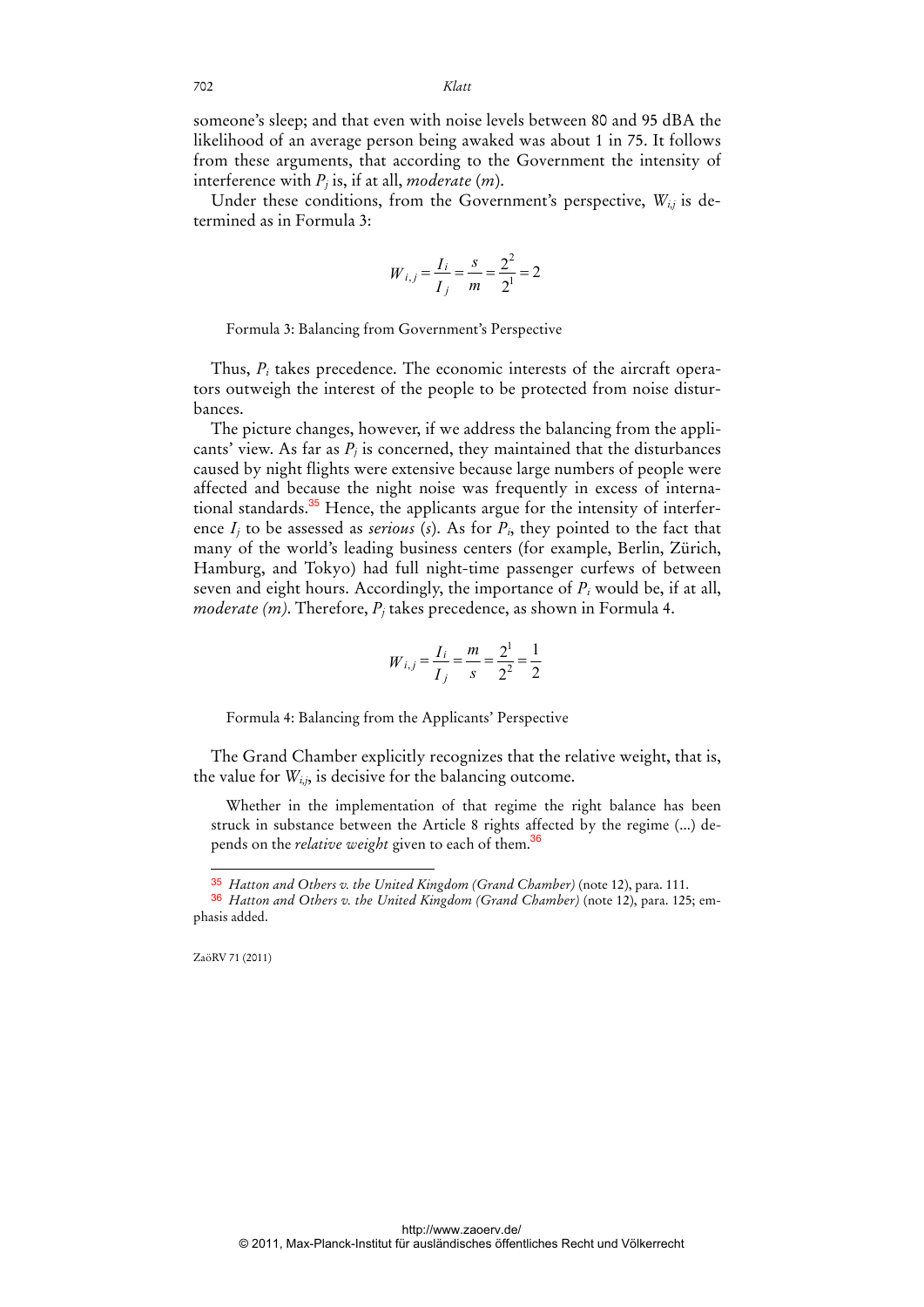someone's sleep; and that even with noise levels between 80 and 95 dBA the likelihood of an average person being awaked was about 1 in 75. It follows from these arguments, that according to the Government the intensity of interference with $P_j$ is, if at all, *moderate* ($m$).

Under these conditions, from the Government's perspective, $W_{i,j}$ is determined as in Formula 3:

$$W_{i,j} = \frac{I_i}{I_j} = \frac{s}{m} = \frac{2^2}{2^1} = 2$$

Formula 3: Balancing from Government's Perspective

Thus, $P_i$ takes precedence. The economic interests of the aircraft operators outweigh the interest of the people to be protected from noise disturbances.

The picture changes, however, if we address the balancing from the applicants' view. As far as $P_j$ is concerned, they maintained that the disturbances caused by night flights were extensive because large numbers of people were affected and because the night noise was frequently in excess of international standards.[35] Hence, the applicants argue for the intensity of interference $I_j$ to be assessed as *serious* ($s$). As for $P_i$, they pointed to the fact that many of the world's leading business centers (for example, Berlin, Zürich, Hamburg, and Tokyo) had full night-time passenger curfews of between seven and eight hours. Accordingly, the importance of $P_i$ would be, if at all, *moderate* ($m$). Therefore, $P_j$ takes precedence, as shown in Formula 4.

$$W_{i,j} = \frac{I_i}{I_j} = \frac{m}{s} = \frac{2^1}{2^2} = \frac{1}{2}$$

Formula 4: Balancing from the Applicants' Perspective

The Grand Chamber explicitly recognizes that the relative weight, that is, the value for $W_{i,j}$, is decisive for the balancing outcome.

> Whether in the implementation of that regime the right balance has been struck in substance between the Article 8 rights affected by the regime (...) depends on the *relative weight* given to each of them.[36]

---

[35] *Hatton and Others v. the United Kingdom (Grand Chamber)* (note 12), para. 111.

[36] *Hatton and Others v. the United Kingdom (Grand Chamber)* (note 12), para. 125; emphasis added.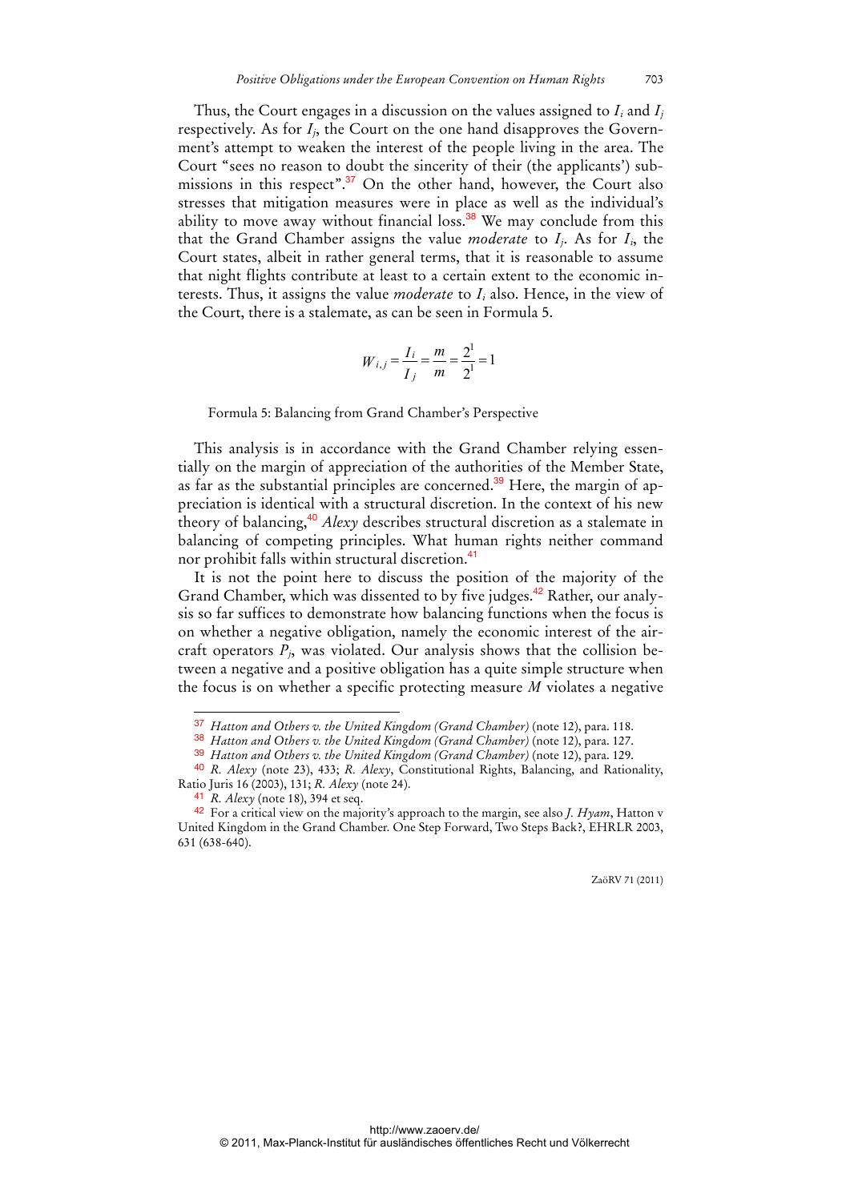Thus, the Court engages in a discussion on the values assigned to $I_i$ and $I_j$ respectively. As for $I_j$, the Court on the one hand disapproves the Government's attempt to weaken the interest of the people living in the area. The Court "sees no reason to doubt the sincerity of their (the applicants') submissions in this respect".[37] On the other hand, however, the Court also stresses that mitigation measures were in place as well as the individual's ability to move away without financial loss.[38] We may conclude from this that the Grand Chamber assigns the value *moderate* to $I_j$. As for $I_i$, the Court states, albeit in rather general terms, that it is reasonable to assume that night flights contribute at least to a certain extent to the economic interests. Thus, it assigns the value *moderate* to $I_i$ also. Hence, in the view of the Court, there is a stalemate, as can be seen in Formula 5.

$$W_{i,j} = \frac{I_i}{I_j} = \frac{m}{m} = \frac{2^1}{2^1} = 1$$

Formula 5: Balancing from Grand Chamber's Perspective

This analysis is in accordance with the Grand Chamber relying essentially on the margin of appreciation of the authorities of the Member State, as far as the substantial principles are concerned.[39] Here, the margin of appreciation is identical with a structural discretion. In the context of his new theory of balancing,[40] *Alexy* describes structural discretion as a stalemate in balancing of competing principles. What human rights neither command nor prohibit falls within structural discretion.[41]

It is not the point here to discuss the position of the majority of the Grand Chamber, which was dissented to by five judges.[42] Rather, our analysis so far suffices to demonstrate how balancing functions when the focus is on whether a negative obligation, namely the economic interest of the aircraft operators $P_j$, was violated. Our analysis shows that the collision between a negative and a positive obligation has a quite simple structure when the focus is on whether a specific protecting measure *M* violates a negative

---

[37] *Hatton and Others v. the United Kingdom (Grand Chamber)* (note 12), para. 118.

[38] *Hatton and Others v. the United Kingdom (Grand Chamber)* (note 12), para. 127.

[39] *Hatton and Others v. the United Kingdom (Grand Chamber)* (note 12), para. 129.

[40] *R. Alexy* (note 23), 433; *R. Alexy*, Constitutional Rights, Balancing, and Rationality, Ratio Juris 16 (2003), 131; *R. Alexy* (note 24).

[41] *R. Alexy* (note 18), 394 et seq.

[42] For a critical view on the majority's approach to the margin, see also *J. Hyam*, Hatton v United Kingdom in the Grand Chamber. One Step Forward, Two Steps Back?, EHRLR 2003, 631 (638-640).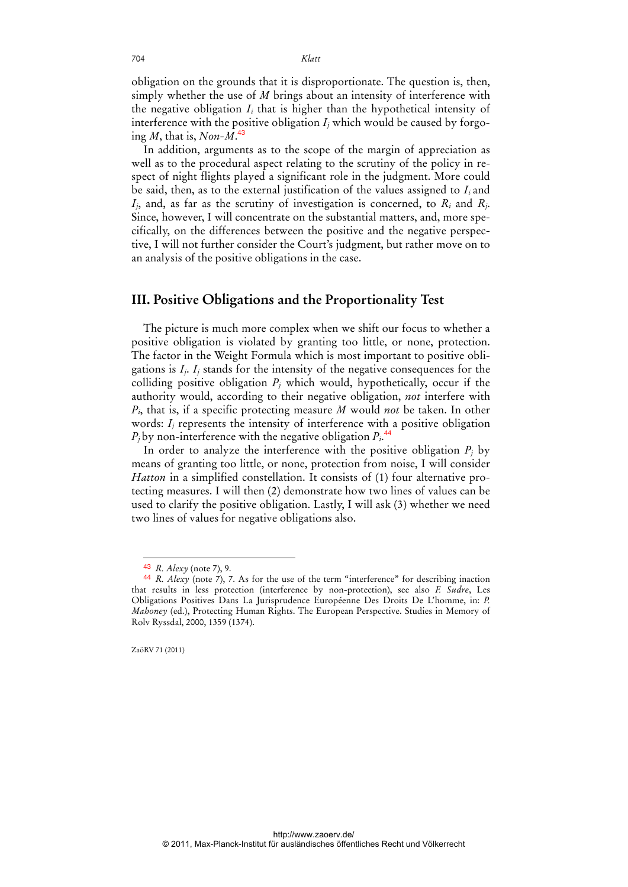obligation on the grounds that it is disproportionate. The question is, then, simply whether the use of *M* brings about an intensity of interference with the negative obligation $I_i$ that is higher than the hypothetical intensity of interference with the positive obligation $I_j$ which would be caused by forgoing *M*, that is, *Non-M*.[43]

In addition, arguments as to the scope of the margin of appreciation as well as to the procedural aspect relating to the scrutiny of the policy in respect of night flights played a significant role in the judgment. More could be said, then, as to the external justification of the values assigned to $I_i$ and $I_j$, and, as far as the scrutiny of investigation is concerned, to $R_i$ and $R_j$. Since, however, I will concentrate on the substantial matters, and, more specifically, on the differences between the positive and the negative perspective, I will not further consider the Court's judgment, but rather move on to an analysis of the positive obligations in the case.

## III. Positive Obligations and the Proportionality Test

The picture is much more complex when we shift our focus to whether a positive obligation is violated by granting too little, or none, protection. The factor in the Weight Formula which is most important to positive obligations is $I_j$. $I_j$ stands for the intensity of the negative consequences for the colliding positive obligation $P_j$ which would, hypothetically, occur if the authority would, according to their negative obligation, *not* interfere with $P_i$, that is, if a specific protecting measure *M* would *not* be taken. In other words: $I_j$ represents the intensity of interference with a positive obligation $P_j$ by non-interference with the negative obligation $P_i$.[44]

In order to analyze the interference with the positive obligation $P_j$ by means of granting too little, or none, protection from noise, I will consider *Hatton* in a simplified constellation. It consists of (1) four alternative protecting measures. I will then (2) demonstrate how two lines of values can be used to clarify the positive obligation. Lastly, I will ask (3) whether we need two lines of values for negative obligations also.

---

[43] *R. Alexy* (note 7), 9.

[44] *R. Alexy* (note 7), 7. As for the use of the term "interference" for describing inaction that results in less protection (interference by non-protection), see also *F. Sudre*, Les Obligations Positives Dans La Jurisprudence Européenne Des Droits De L'homme, in: *P. Mahoney* (ed.), Protecting Human Rights. The European Perspective. Studies in Memory of Rolv Ryssdal, 2000, 1359 (1374).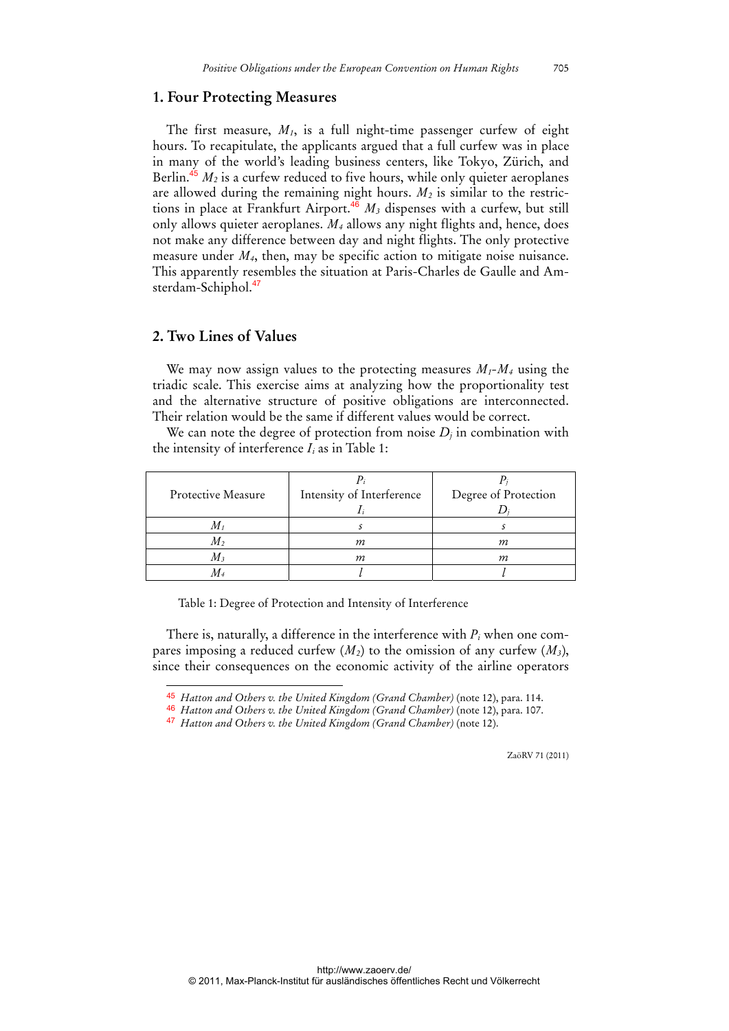## 1. Four Protecting Measures

The first measure, $M_1$, is a full night-time passenger curfew of eight hours. To recapitulate, the applicants argued that a full curfew was in place in many of the world's leading business centers, like Tokyo, Zürich, and Berlin.[45] $M_2$ is a curfew reduced to five hours, while only quieter aeroplanes are allowed during the remaining night hours. $M_2$ is similar to the restrictions in place at Frankfurt Airport.[46] $M_3$ dispenses with a curfew, but still only allows quieter aeroplanes. $M_4$ allows any night flights and, hence, does not make any difference between day and night flights. The only protective measure under $M_4$, then, may be specific action to mitigate noise nuisance. This apparently resembles the situation at Paris-Charles de Gaulle and Amsterdam-Schiphol.[47]

## 2. Two Lines of Values

We may now assign values to the protecting measures $M_1$-$M_4$ using the triadic scale. This exercise aims at analyzing how the proportionality test and the alternative structure of positive obligations are interconnected. Their relation would be the same if different values would be correct.

We can note the degree of protection from noise $D_j$ in combination with the intensity of interference $I_i$ as in Table 1:

| Protective Measure | $P_i$ Intensity of Interference $I_i$ | $P_j$ Degree of Protection $D_j$ |
|---|---|---|
| $M_1$ | $s$ | $s$ |
| $M_2$ | $m$ | $m$ |
| $M_3$ | $m$ | $m$ |
| $M_4$ | $l$ | $l$ |

Table 1: Degree of Protection and Intensity of Interference

There is, naturally, a difference in the interference with $P_i$ when one compares imposing a reduced curfew ($M_2$) to the omission of any curfew ($M_3$), since their consequences on the economic activity of the airline operators

---

[45] *Hatton and Others v. the United Kingdom (Grand Chamber)* (note 12), para. 114.

[46] *Hatton and Others v. the United Kingdom (Grand Chamber)* (note 12), para. 107.

[47] *Hatton and Others v. the United Kingdom (Grand Chamber)* (note 12).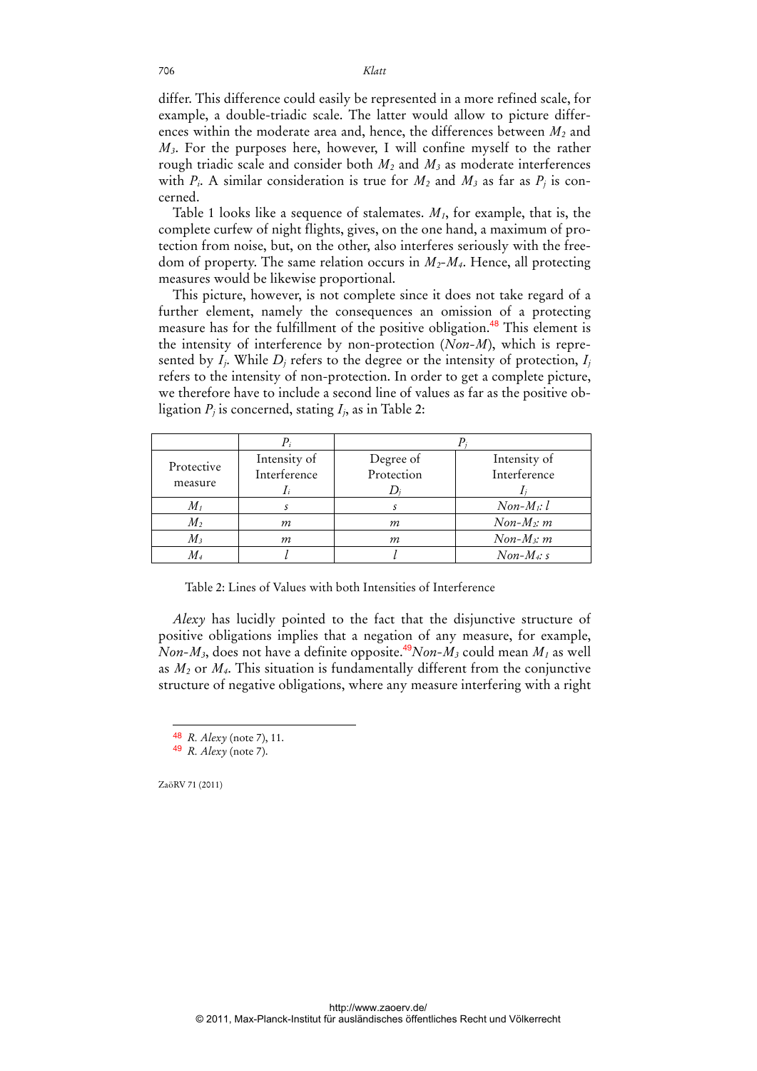differ. This difference could easily be represented in a more refined scale, for example, a double-triadic scale. The latter would allow to picture differences within the moderate area and, hence, the differences between $M_2$ and $M_3$. For the purposes here, however, I will confine myself to the rather rough triadic scale and consider both $M_2$ and $M_3$ as moderate interferences with $P_i$. A similar consideration is true for $M_2$ and $M_3$ as far as $P_j$ is concerned.

Table 1 looks like a sequence of stalemates. $M_1$, for example, that is, the complete curfew of night flights, gives, on the one hand, a maximum of protection from noise, but, on the other, also interferes seriously with the freedom of property. The same relation occurs in $M_2$-$M_4$. Hence, all protecting measures would be likewise proportional.

This picture, however, is not complete since it does not take regard of a further element, namely the consequences an omission of a protecting measure has for the fulfillment of the positive obligation.[48] This element is the intensity of interference by non-protection (*Non-M*), which is represented by $I_j$. While $D_j$ refers to the degree or the intensity of protection, $I_j$ refers to the intensity of non-protection. In order to get a complete picture, we therefore have to include a second line of values as far as the positive obligation $P_j$ is concerned, stating $I_j$, as in Table 2:

| | $P_i$ | $P_j$ | |
|---|---|---|---|
| Protective measure | Intensity of Interference $I_i$ | Degree of Protection $D_j$ | Intensity of Interference $I_j$ |
| $M_1$ | *s* | *s* | *Non-*$M_1$*: l* |
| $M_2$ | *m* | *m* | *Non-*$M_2$*: m* |
| $M_3$ | *m* | *m* | *Non-*$M_3$*: m* |
| $M_4$ | *l* | *l* | *Non-*$M_4$*: s* |

Table 2: Lines of Values with both Intensities of Interference

*Alexy* has lucidly pointed to the fact that the disjunctive structure of positive obligations implies that a negation of any measure, for example, *Non-*$M_3$, does not have a definite opposite.[49] *Non-*$M_3$ could mean $M_1$ as well as $M_2$ or $M_4$. This situation is fundamentally different from the conjunctive structure of negative obligations, where any measure interfering with a right

---

[48] *R. Alexy* (note 7), 11.

[49] *R. Alexy* (note 7).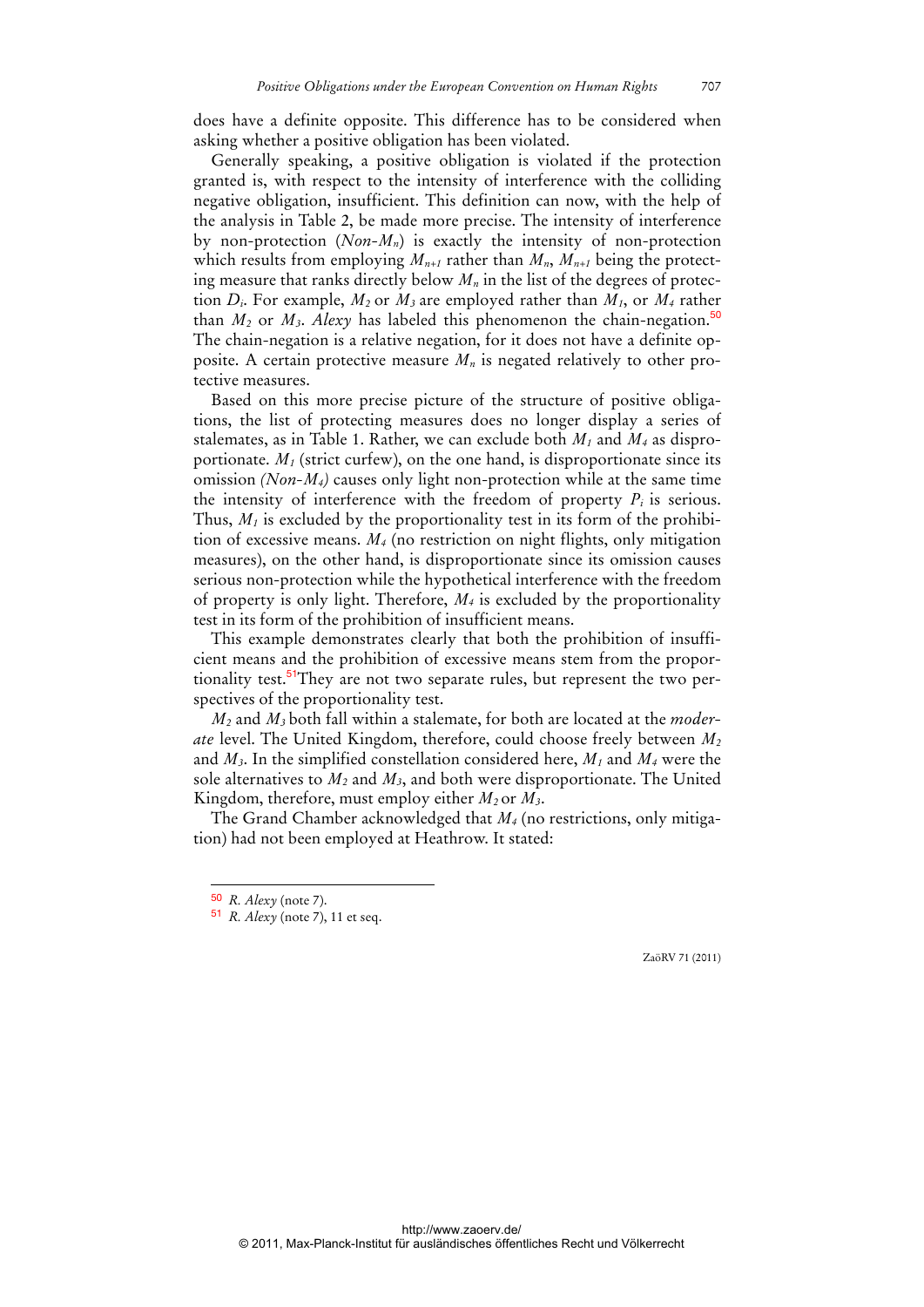does have a definite opposite. This difference has to be considered when asking whether a positive obligation has been violated.

Generally speaking, a positive obligation is violated if the protection granted is, with respect to the intensity of interference with the colliding negative obligation, insufficient. This definition can now, with the help of the analysis in Table 2, be made more precise. The intensity of interference by non-protection (*Non-*$M_n$) is exactly the intensity of non-protection which results from employing $M_{n+1}$ rather than $M_n$, $M_{n+1}$ being the protecting measure that ranks directly below $M_n$ in the list of the degrees of protection $D_i$. For example, $M_2$ or $M_3$ are employed rather than $M_1$, or $M_4$ rather than $M_2$ or $M_3$. *Alexy* has labeled this phenomenon the chain-negation.[50] The chain-negation is a relative negation, for it does not have a definite opposite. A certain protective measure $M_n$ is negated relatively to other protective measures.

Based on this more precise picture of the structure of positive obligations, the list of protecting measures does no longer display a series of stalemates, as in Table 1. Rather, we can exclude both $M_1$ and $M_4$ as disproportionate. $M_1$ (strict curfew), on the one hand, is disproportionate since its omission *(Non-*$M_4$*)* causes only light non-protection while at the same time the intensity of interference with the freedom of property $P_i$ is serious. Thus, $M_1$ is excluded by the proportionality test in its form of the prohibition of excessive means. $M_4$ (no restriction on night flights, only mitigation measures), on the other hand, is disproportionate since its omission causes serious non-protection while the hypothetical interference with the freedom of property is only light. Therefore, $M_4$ is excluded by the proportionality test in its form of the prohibition of insufficient means.

This example demonstrates clearly that both the prohibition of insufficient means and the prohibition of excessive means stem from the proportionality test.[51] They are not two separate rules, but represent the two perspectives of the proportionality test.

$M_2$ and $M_3$ both fall within a stalemate, for both are located at the *moderate* level. The United Kingdom, therefore, could choose freely between $M_2$ and $M_3$. In the simplified constellation considered here, $M_1$ and $M_4$ were the sole alternatives to $M_2$ and $M_3$, and both were disproportionate. The United Kingdom, therefore, must employ either $M_2$ or $M_3$.

The Grand Chamber acknowledged that $M_4$ (no restrictions, only mitigation) had not been employed at Heathrow. It stated:

---

[50] *R. Alexy* (note 7).

[51] *R. Alexy* (note 7), 11 et seq.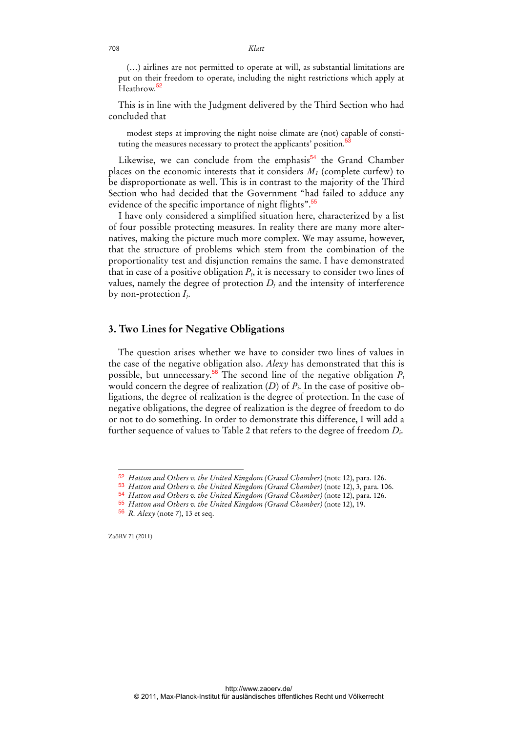(...) airlines are not permitted to operate at will, as substantial limitations are put on their freedom to operate, including the night restrictions which apply at Heathrow.[52]

This is in line with the Judgment delivered by the Third Section who had concluded that

modest steps at improving the night noise climate are (not) capable of constituting the measures necessary to protect the applicants' position.[53]

Likewise, we can conclude from the emphasis[54] the Grand Chamber places on the economic interests that it considers $M_1$ (complete curfew) to be disproportionate as well. This is in contrast to the majority of the Third Section who had decided that the Government "had failed to adduce any evidence of the specific importance of night flights".[55]

I have only considered a simplified situation here, characterized by a list of four possible protecting measures. In reality there are many more alternatives, making the picture much more complex. We may assume, however, that the structure of problems which stem from the combination of the proportionality test and disjunction remains the same. I have demonstrated that in case of a positive obligation $P_j$, it is necessary to consider two lines of values, namely the degree of protection $D_j$ and the intensity of interference by non-protection $I_j$.

## 3. Two Lines for Negative Obligations

The question arises whether we have to consider two lines of values in the case of the negative obligation also. *Alexy* has demonstrated that this is possible, but unnecessary.[56] The second line of the negative obligation $P_i$ would concern the degree of realization ($D$) of $P_i$. In the case of positive obligations, the degree of realization is the degree of protection. In the case of negative obligations, the degree of realization is the degree of freedom to do or not to do something. In order to demonstrate this difference, I will add a further sequence of values to Table 2 that refers to the degree of freedom $D_i$.

---

[52] *Hatton and Others v. the United Kingdom (Grand Chamber)* (note 12), para. 126.

[53] *Hatton and Others v. the United Kingdom (Grand Chamber)* (note 12), 3, para. 106.

[54] *Hatton and Others v. the United Kingdom (Grand Chamber)* (note 12), para. 126.

[55] *Hatton and Others v. the United Kingdom (Grand Chamber)* (note 12), 19.

[56] *R. Alexy* (note 7), 13 et seq.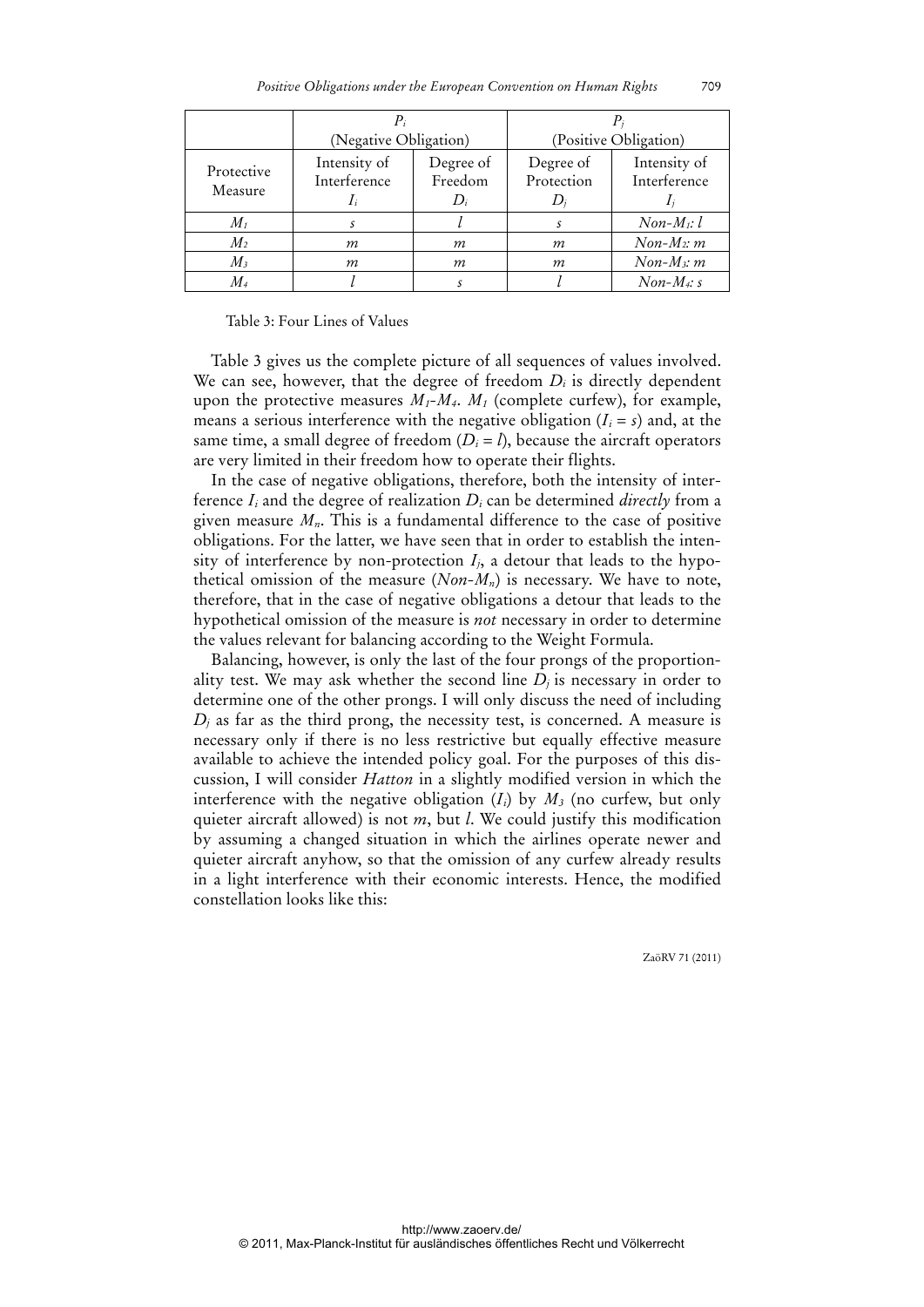| | $P_i$ (Negative Obligation) | | $P_j$ (Positive Obligation) | |
|---|---|---|---|---|
| Protective Measure | Intensity of Interference $I_i$ | Degree of Freedom $D_i$ | Degree of Protection $D_j$ | Intensity of Interference $I_j$ |
| $M_1$ | *s* | *l* | *s* | *Non-*$M_1$*: l* |
| $M_2$ | *m* | *m* | *m* | *Non-*$M_2$*: m* |
| $M_3$ | *m* | *m* | *m* | *Non-*$M_3$*: m* |
| $M_4$ | *l* | *s* | *l* | *Non-*$M_4$*: s* |

Table 3: Four Lines of Values

Table 3 gives us the complete picture of all sequences of values involved. We can see, however, that the degree of freedom $D_i$ is directly dependent upon the protective measures $M_1$-$M_4$. $M_1$ (complete curfew), for example, means a serious interference with the negative obligation ($I_i = s$) and, at the same time, a small degree of freedom ($D_i = l$), because the aircraft operators are very limited in their freedom how to operate their flights.

In the case of negative obligations, therefore, both the intensity of interference $I_i$ and the degree of realization $D_i$ can be determined *directly* from a given measure $M_n$. This is a fundamental difference to the case of positive obligations. For the latter, we have seen that in order to establish the intensity of interference by non-protection $I_j$, a detour that leads to the hypothetical omission of the measure (*Non-*$M_n$) is necessary. We have to note, therefore, that in the case of negative obligations a detour that leads to the hypothetical omission of the measure is *not* necessary in order to determine the values relevant for balancing according to the Weight Formula.

Balancing, however, is only the last of the four prongs of the proportionality test. We may ask whether the second line $D_j$ is necessary in order to determine one of the other prongs. I will only discuss the need of including $D_j$ as far as the third prong, the necessity test, is concerned. A measure is necessary only if there is no less restrictive but equally effective measure available to achieve the intended policy goal. For the purposes of this discussion, I will consider *Hatton* in a slightly modified version in which the interference with the negative obligation ($I_i$) by $M_3$ (no curfew, but only quieter aircraft allowed) is not *m*, but *l*. We could justify this modification by assuming a changed situation in which the airlines operate newer and quieter aircraft anyhow, so that the omission of any curfew already results in a light interference with their economic interests. Hence, the modified constellation looks like this: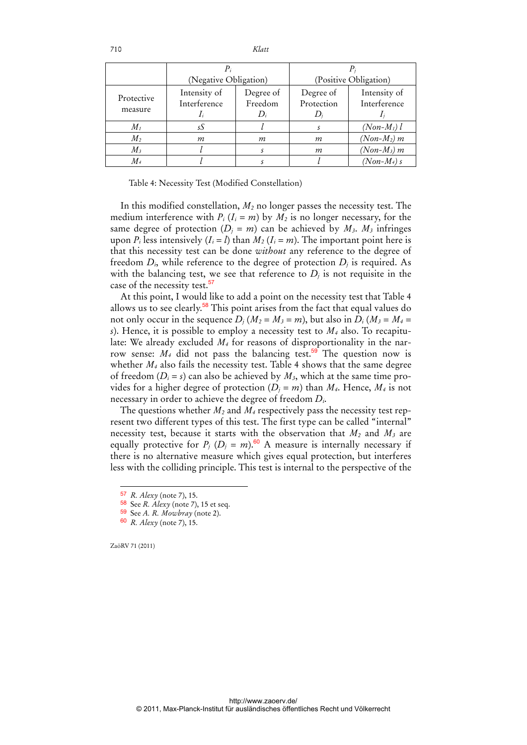|  | $P_i$ (Negative Obligation) |  | $P_j$ (Positive Obligation) |  |
|---|---|---|---|---|
| Protective measure | Intensity of Interference $I_i$ | Degree of Freedom $D_i$ | Degree of Protection $D_j$ | Intensity of Interference $I_j$ |
| $M_1$ | $sS$ | $l$ | $s$ | $(Non\text{-}M_1)\ l$ |
| $M_2$ | $m$ | $m$ | $m$ | $(Non\text{-}M_2)\ m$ |
| $M_3$ | $l$ | $s$ | $m$ | $(Non\text{-}M_3)\ m$ |
| $M_4$ | $l$ | $s$ | $l$ | $(Non\text{-}M_4)\ s$ |

Table 4: Necessity Test (Modified Constellation)

In this modified constellation, $M_2$ no longer passes the necessity test. The medium interference with $P_i$ ($I_i = m$) by $M_2$ is no longer necessary, for the same degree of protection ($D_j = m$) can be achieved by $M_3$. $M_3$ infringes upon $P_i$ less intensively ($I_i = l$) than $M_2$ ($I_i = m$). The important point here is that this necessity test can be done *without* any reference to the degree of freedom $D_i$, while reference to the degree of protection $D_j$ is required. As with the balancing test, we see that reference to $D_j$ is not requisite in the case of the necessity test.[57]

At this point, I would like to add a point on the necessity test that Table 4 allows us to see clearly.[58] This point arises from the fact that equal values do not only occur in the sequence $D_j$ ($M_2 = M_3 = m$), but also in $D_i$ ($M_3 = M_4 = s$). Hence, it is possible to employ a necessity test to $M_4$ also. To recapitulate: We already excluded $M_4$ for reasons of disproportionality in the narrow sense: $M_4$ did not pass the balancing test.[59] The question now is whether $M_4$ also fails the necessity test. Table 4 shows that the same degree of freedom ($D_i = s$) can also be achieved by $M_3$, which at the same time provides for a higher degree of protection ($D_j = m$) than $M_4$. Hence, $M_4$ is not necessary in order to achieve the degree of freedom $D_i$.

The questions whether $M_2$ and $M_4$ respectively pass the necessity test represent two different types of this test. The first type can be called "internal" necessity test, because it starts with the observation that $M_2$ and $M_3$ are equally protective for $P_j$ ($D_j = m$).[60] A measure is internally necessary if there is no alternative measure which gives equal protection, but interferes less with the colliding principle. This test is internal to the perspective of the

---

[57] *R. Alexy* (note 7), 15.

[58] See *R. Alexy* (note 7), 15 et seq.

[59] See *A. R. Mowbray* (note 2).

[60] *R. Alexy* (note 7), 15.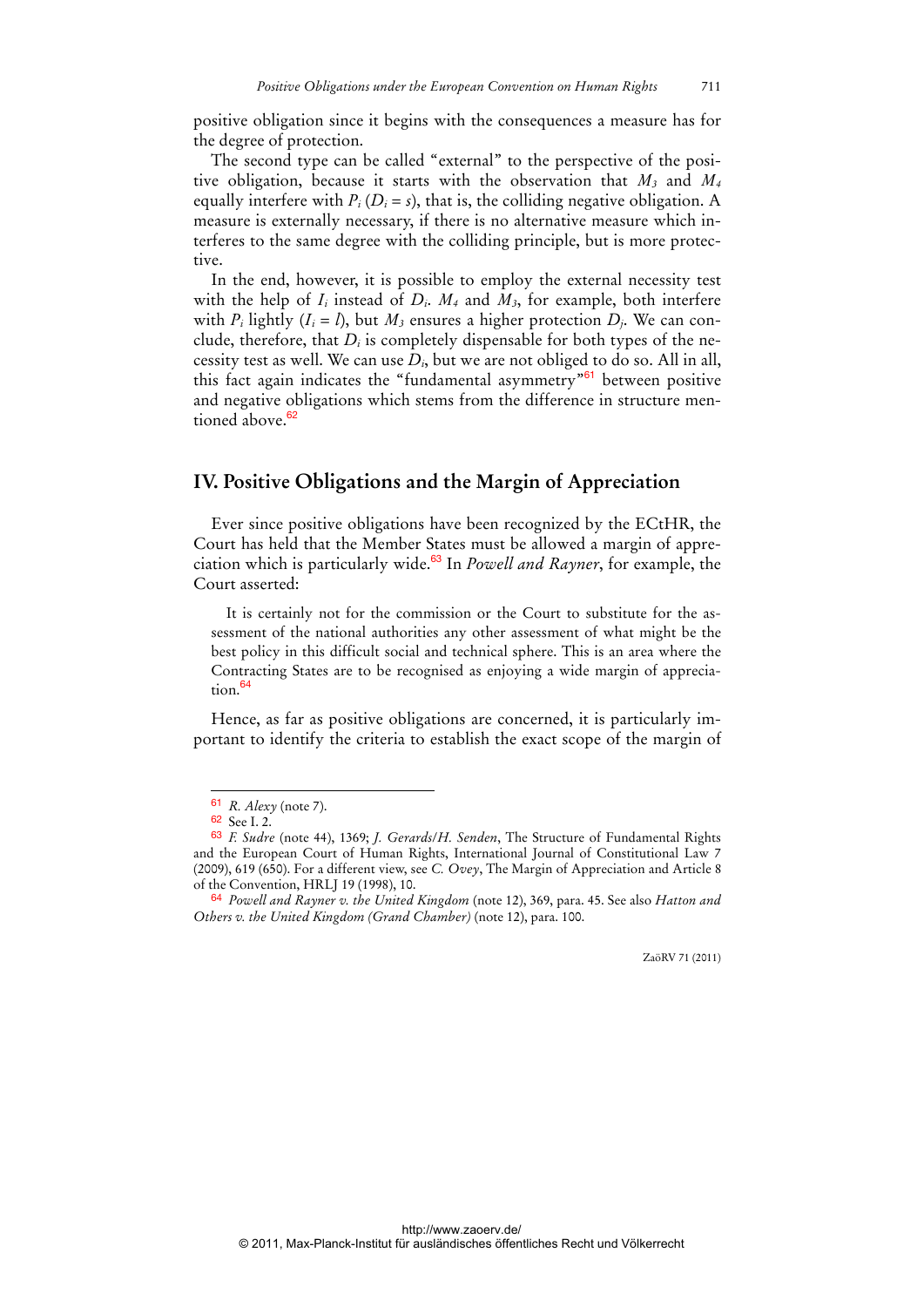positive obligation since it begins with the consequences a measure has for the degree of protection.

The second type can be called "external" to the perspective of the positive obligation, because it starts with the observation that $M_3$ and $M_4$ equally interfere with $P_i$ ($D_i = s$), that is, the colliding negative obligation. A measure is externally necessary, if there is no alternative measure which interferes to the same degree with the colliding principle, but is more protective.

In the end, however, it is possible to employ the external necessity test with the help of $I_i$ instead of $D_i$. $M_4$ and $M_3$, for example, both interfere with $P_i$ lightly ($I_i = l$), but $M_3$ ensures a higher protection $D_j$. We can conclude, therefore, that $D_i$ is completely dispensable for both types of the necessity test as well. We can use $D_i$, but we are not obliged to do so. All in all, this fact again indicates the "fundamental asymmetry"[61] between positive and negative obligations which stems from the difference in structure mentioned above.[62]

## IV. Positive Obligations and the Margin of Appreciation

Ever since positive obligations have been recognized by the ECtHR, the Court has held that the Member States must be allowed a margin of appreciation which is particularly wide.[63] In *Powell and Rayner*, for example, the Court asserted:

> It is certainly not for the commission or the Court to substitute for the assessment of the national authorities any other assessment of what might be the best policy in this difficult social and technical sphere. This is an area where the Contracting States are to be recognised as enjoying a wide margin of appreciation.[64]

Hence, as far as positive obligations are concerned, it is particularly important to identify the criteria to establish the exact scope of the margin of

---

[61] *R. Alexy* (note 7).

[62] See I. 2.

[63] *F. Sudre* (note 44), 1369; *J. Gerards/H. Senden*, The Structure of Fundamental Rights and the European Court of Human Rights, International Journal of Constitutional Law 7 (2009), 619 (650). For a different view, see *C. Ovey*, The Margin of Appreciation and Article 8 of the Convention, HRLJ 19 (1998), 10.

[64] *Powell and Rayner v. the United Kingdom* (note 12), 369, para. 45. See also *Hatton and Others v. the United Kingdom (Grand Chamber)* (note 12), para. 100.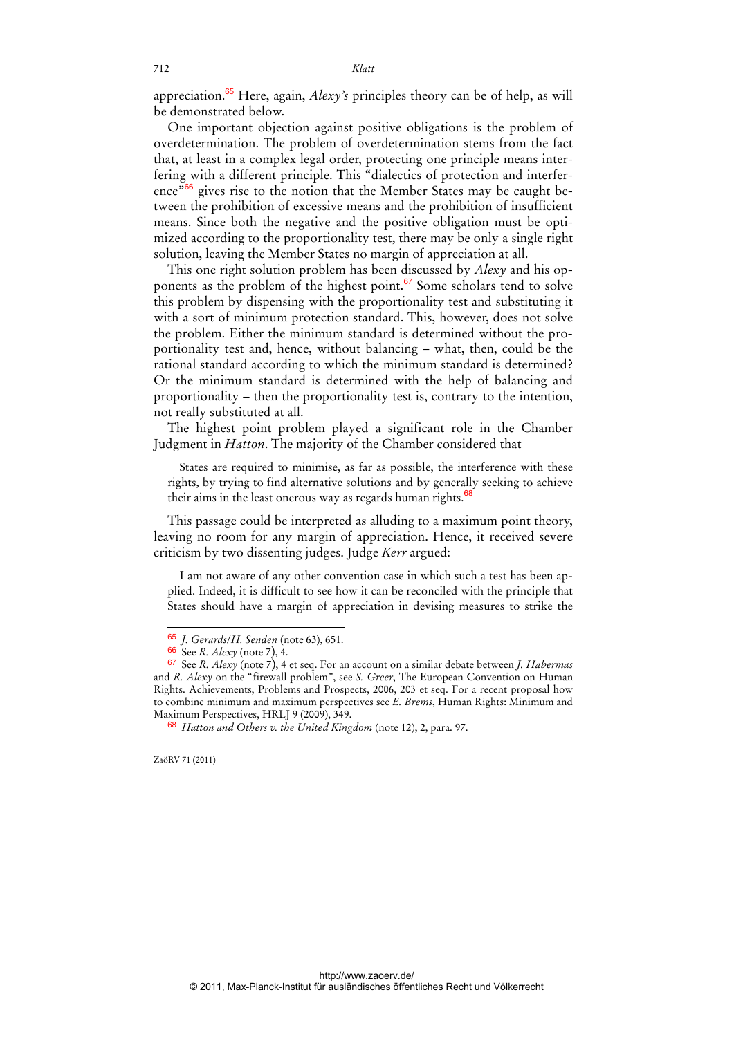appreciation.[65] Here, again, *Alexy's* principles theory can be of help, as will be demonstrated below.

One important objection against positive obligations is the problem of overdetermination. The problem of overdetermination stems from the fact that, at least in a complex legal order, protecting one principle means interfering with a different principle. This "dialectics of protection and interference"[66] gives rise to the notion that the Member States may be caught between the prohibition of excessive means and the prohibition of insufficient means. Since both the negative and the positive obligation must be optimized according to the proportionality test, there may be only a single right solution, leaving the Member States no margin of appreciation at all.

This one right solution problem has been discussed by *Alexy* and his opponents as the problem of the highest point.[67] Some scholars tend to solve this problem by dispensing with the proportionality test and substituting it with a sort of minimum protection standard. This, however, does not solve the problem. Either the minimum standard is determined without the proportionality test and, hence, without balancing – what, then, could be the rational standard according to which the minimum standard is determined? Or the minimum standard is determined with the help of balancing and proportionality – then the proportionality test is, contrary to the intention, not really substituted at all.

The highest point problem played a significant role in the Chamber Judgment in *Hatton*. The majority of the Chamber considered that

> States are required to minimise, as far as possible, the interference with these rights, by trying to find alternative solutions and by generally seeking to achieve their aims in the least onerous way as regards human rights.[68]

This passage could be interpreted as alluding to a maximum point theory, leaving no room for any margin of appreciation. Hence, it received severe criticism by two dissenting judges. Judge *Kerr* argued:

> I am not aware of any other convention case in which such a test has been applied. Indeed, it is difficult to see how it can be reconciled with the principle that States should have a margin of appreciation in devising measures to strike the

---

[65] *J. Gerards/H. Senden* (note 63), 651.

[66] See *R. Alexy* (note 7), 4.

[67] See *R. Alexy* (note 7), 4 et seq. For an account on a similar debate between *J. Habermas* and *R. Alexy* on the "firewall problem", see *S. Greer*, The European Convention on Human Rights. Achievements, Problems and Prospects, 2006, 203 et seq. For a recent proposal how to combine minimum and maximum perspectives see *E. Brems*, Human Rights: Minimum and Maximum Perspectives, HRLJ 9 (2009), 349.

[68] *Hatton and Others v. the United Kingdom* (note 12), 2, para. 97.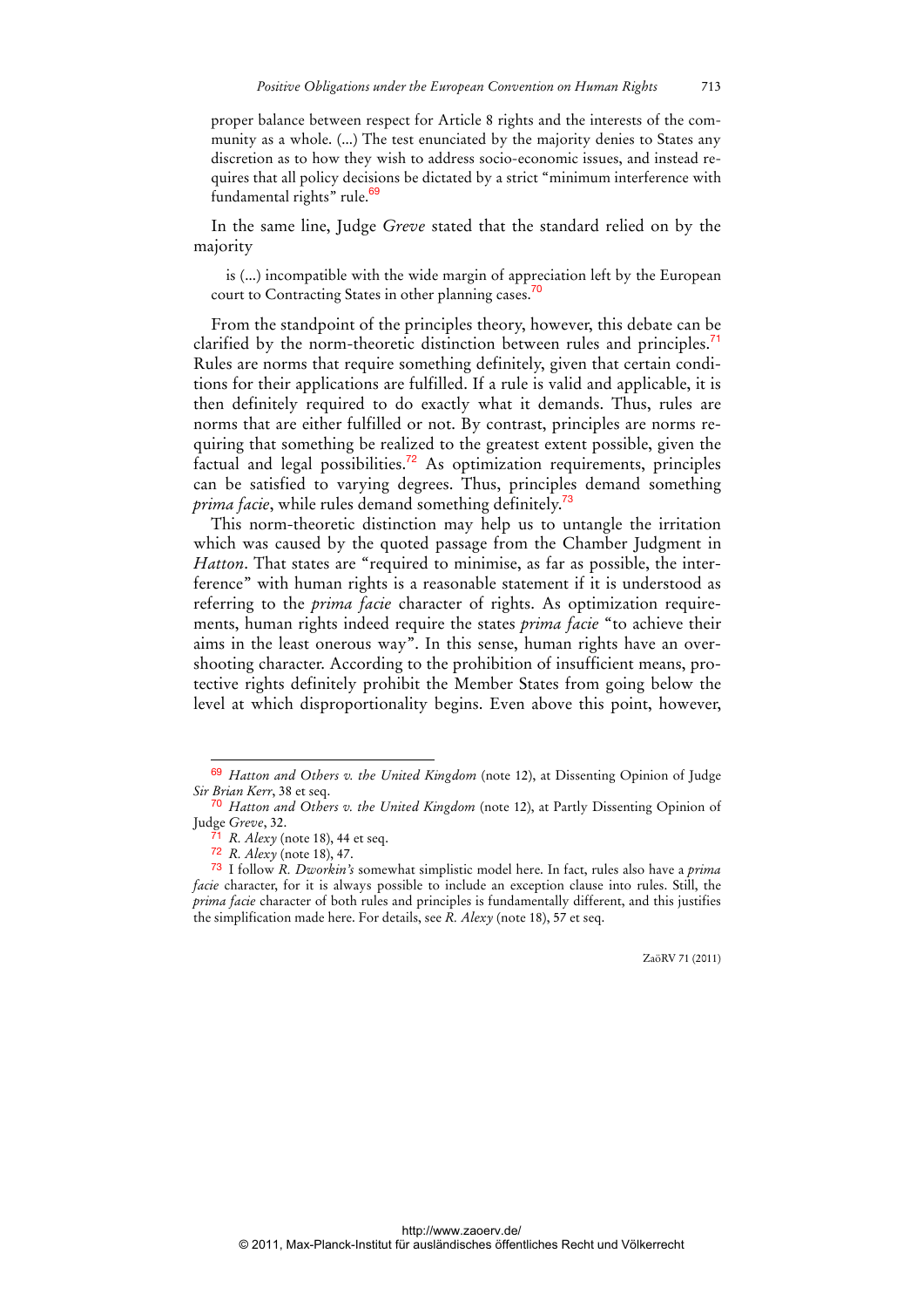proper balance between respect for Article 8 rights and the interests of the community as a whole. (...) The test enunciated by the majority denies to States any discretion as to how they wish to address socio-economic issues, and instead requires that all policy decisions be dictated by a strict "minimum interference with fundamental rights" rule.[69]

In the same line, Judge *Greve* stated that the standard relied on by the majority

> is (...) incompatible with the wide margin of appreciation left by the European court to Contracting States in other planning cases.[70]

From the standpoint of the principles theory, however, this debate can be clarified by the norm-theoretic distinction between rules and principles.[71] Rules are norms that require something definitely, given that certain conditions for their applications are fulfilled. If a rule is valid and applicable, it is then definitely required to do exactly what it demands. Thus, rules are norms that are either fulfilled or not. By contrast, principles are norms requiring that something be realized to the greatest extent possible, given the factual and legal possibilities.[72] As optimization requirements, principles can be satisfied to varying degrees. Thus, principles demand something *prima facie*, while rules demand something definitely.[73]

This norm-theoretic distinction may help us to untangle the irritation which was caused by the quoted passage from the Chamber Judgment in *Hatton*. That states are "required to minimise, as far as possible, the interference" with human rights is a reasonable statement if it is understood as referring to the *prima facie* character of rights. As optimization requirements, human rights indeed require the states *prima facie* "to achieve their aims in the least onerous way". In this sense, human rights have an overshooting character. According to the prohibition of insufficient means, protective rights definitely prohibit the Member States from going below the level at which disproportionality begins. Even above this point, however,

---

[69] *Hatton and Others v. the United Kingdom* (note 12), at Dissenting Opinion of Judge *Sir Brian Kerr*, 38 et seq.

[70] *Hatton and Others v. the United Kingdom* (note 12), at Partly Dissenting Opinion of Judge *Greve*, 32.

[71] *R. Alexy* (note 18), 44 et seq.

[72] *R. Alexy* (note 18), 47.

[73] I follow *R. Dworkin's* somewhat simplistic model here. In fact, rules also have a *prima facie* character, for it is always possible to include an exception clause into rules. Still, the *prima facie* character of both rules and principles is fundamentally different, and this justifies the simplification made here. For details, see *R. Alexy* (note 18), 57 et seq.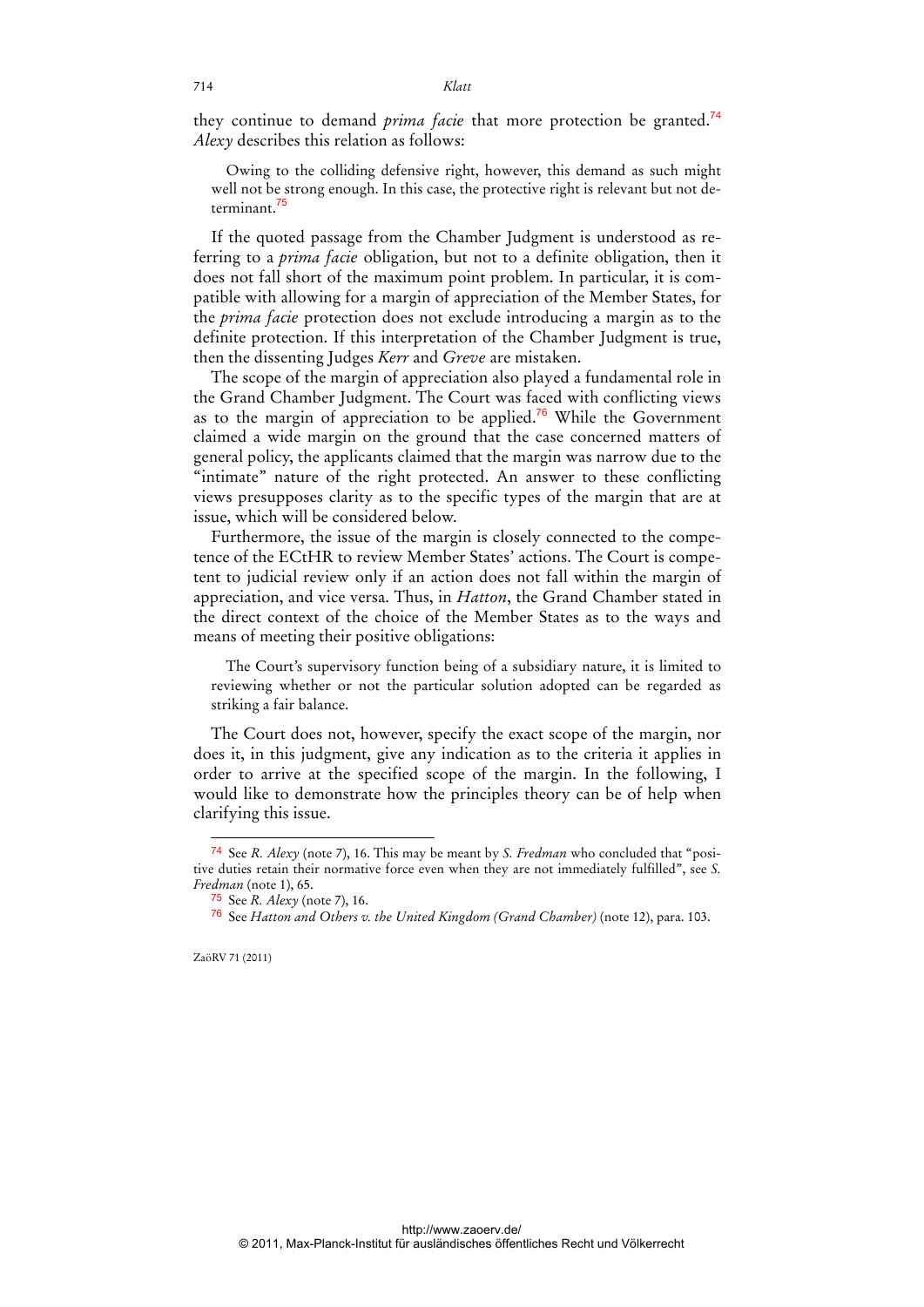they continue to demand *prima facie* that more protection be granted.[74] *Alexy* describes this relation as follows:

> Owing to the colliding defensive right, however, this demand as such might well not be strong enough. In this case, the protective right is relevant but not determinant.[75]

If the quoted passage from the Chamber Judgment is understood as referring to a *prima facie* obligation, but not to a definite obligation, then it does not fall short of the maximum point problem. In particular, it is compatible with allowing for a margin of appreciation of the Member States, for the *prima facie* protection does not exclude introducing a margin as to the definite protection. If this interpretation of the Chamber Judgment is true, then the dissenting Judges *Kerr* and *Greve* are mistaken.

The scope of the margin of appreciation also played a fundamental role in the Grand Chamber Judgment. The Court was faced with conflicting views as to the margin of appreciation to be applied.[76] While the Government claimed a wide margin on the ground that the case concerned matters of general policy, the applicants claimed that the margin was narrow due to the "intimate" nature of the right protected. An answer to these conflicting views presupposes clarity as to the specific types of the margin that are at issue, which will be considered below.

Furthermore, the issue of the margin is closely connected to the competence of the ECtHR to review Member States' actions. The Court is competent to judicial review only if an action does not fall within the margin of appreciation, and vice versa. Thus, in *Hatton*, the Grand Chamber stated in the direct context of the choice of the Member States as to the ways and means of meeting their positive obligations:

> The Court's supervisory function being of a subsidiary nature, it is limited to reviewing whether or not the particular solution adopted can be regarded as striking a fair balance.

The Court does not, however, specify the exact scope of the margin, nor does it, in this judgment, give any indication as to the criteria it applies in order to arrive at the specified scope of the margin. In the following, I would like to demonstrate how the principles theory can be of help when clarifying this issue.

---

[74] See *R. Alexy* (note 7), 16. This may be meant by *S. Fredman* who concluded that "positive duties retain their normative force even when they are not immediately fulfilled", see *S. Fredman* (note 1), 65.

[75] See *R. Alexy* (note 7), 16.

[76] See *Hatton and Others v. the United Kingdom (Grand Chamber)* (note 12), para. 103.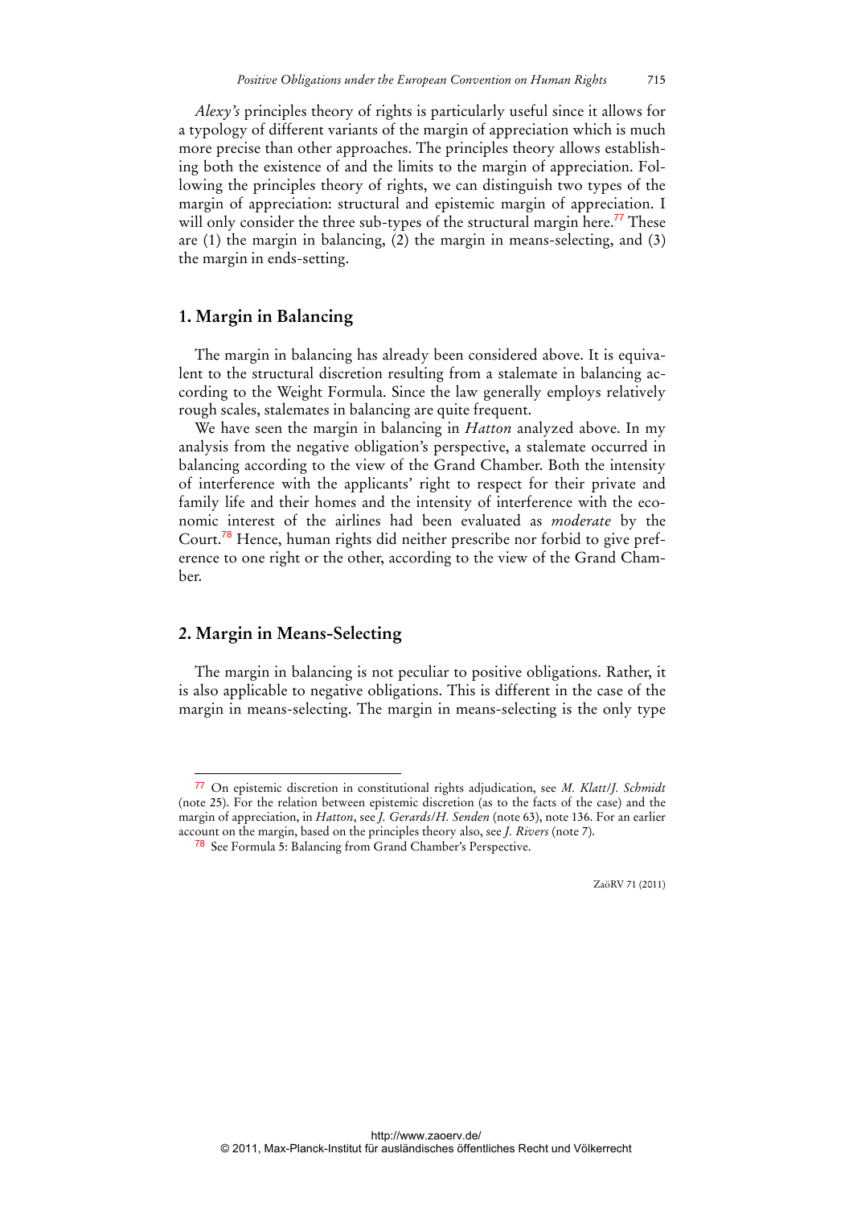*Alexy's* principles theory of rights is particularly useful since it allows for a typology of different variants of the margin of appreciation which is much more precise than other approaches. The principles theory allows establishing both the existence of and the limits to the margin of appreciation. Following the principles theory of rights, we can distinguish two types of the margin of appreciation: structural and epistemic margin of appreciation. I will only consider the three sub-types of the structural margin here.[77] These are (1) the margin in balancing, (2) the margin in means-selecting, and (3) the margin in ends-setting.

## 1. Margin in Balancing

The margin in balancing has already been considered above. It is equivalent to the structural discretion resulting from a stalemate in balancing according to the Weight Formula. Since the law generally employs relatively rough scales, stalemates in balancing are quite frequent.

We have seen the margin in balancing in *Hatton* analyzed above. In my analysis from the negative obligation's perspective, a stalemate occurred in balancing according to the view of the Grand Chamber. Both the intensity of interference with the applicants' right to respect for their private and family life and their homes and the intensity of interference with the economic interest of the airlines had been evaluated as *moderate* by the Court.[78] Hence, human rights did neither prescribe nor forbid to give preference to one right or the other, according to the view of the Grand Chamber.

## 2. Margin in Means-Selecting

The margin in balancing is not peculiar to positive obligations. Rather, it is also applicable to negative obligations. This is different in the case of the margin in means-selecting. The margin in means-selecting is the only type

---

[77] On epistemic discretion in constitutional rights adjudication, see *M. Klatt/J. Schmidt* (note 25). For the relation between epistemic discretion (as to the facts of the case) and the margin of appreciation, in *Hatton*, see *J. Gerards/H. Senden* (note 63), note 136. For an earlier account on the margin, based on the principles theory also, see *J. Rivers* (note 7).

[78] See Formula 5: Balancing from Grand Chamber's Perspective.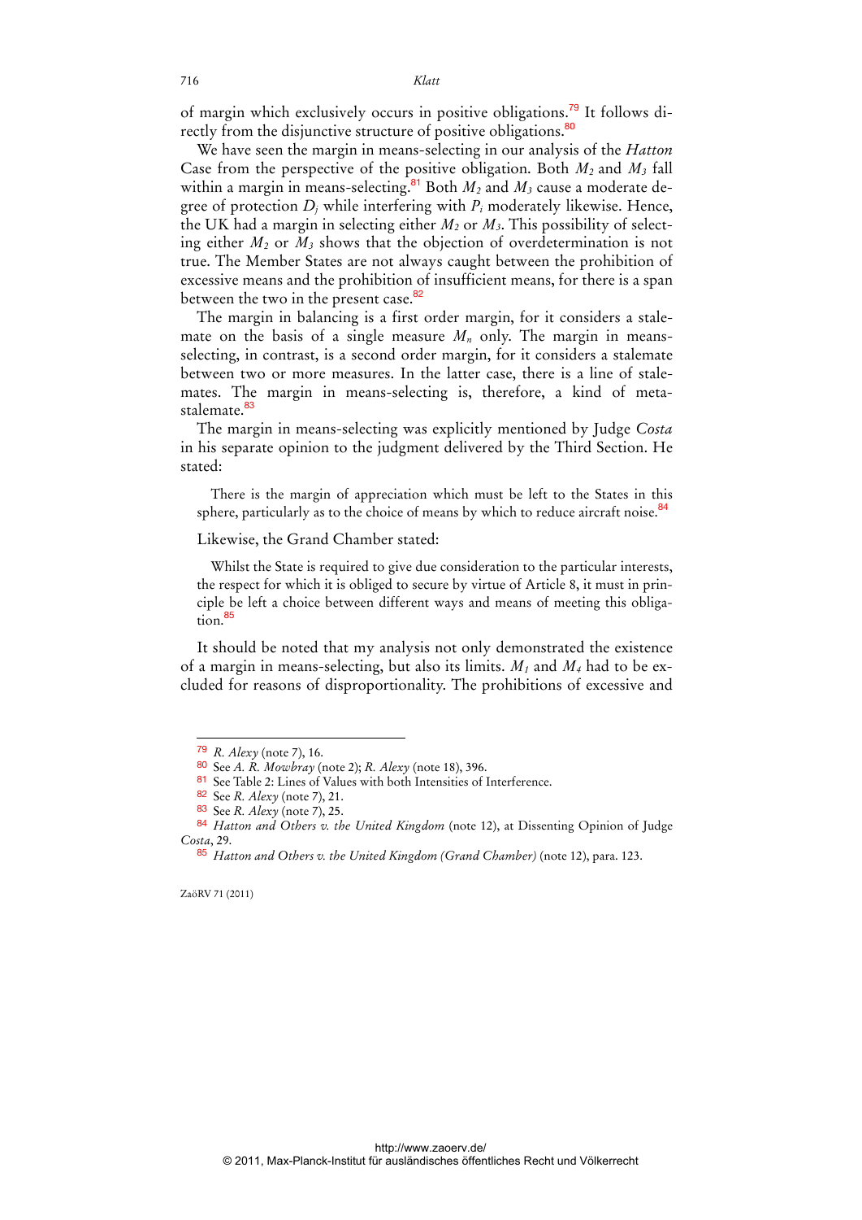of margin which exclusively occurs in positive obligations.[79] It follows directly from the disjunctive structure of positive obligations.[80]

We have seen the margin in means-selecting in our analysis of the *Hatton* Case from the perspective of the positive obligation. Both $M_2$ and $M_3$ fall within a margin in means-selecting.[81] Both $M_2$ and $M_3$ cause a moderate degree of protection $D_j$ while interfering with $P_i$ moderately likewise. Hence, the UK had a margin in selecting either $M_2$ or $M_3$. This possibility of selecting either $M_2$ or $M_3$ shows that the objection of overdetermination is not true. The Member States are not always caught between the prohibition of excessive means and the prohibition of insufficient means, for there is a span between the two in the present case.[82]

The margin in balancing is a first order margin, for it considers a stalemate on the basis of a single measure $M_n$ only. The margin in means-selecting, in contrast, is a second order margin, for it considers a stalemate between two or more measures. In the latter case, there is a line of stalemates. The margin in means-selecting is, therefore, a kind of meta-stalemate.[83]

The margin in means-selecting was explicitly mentioned by Judge *Costa* in his separate opinion to the judgment delivered by the Third Section. He stated:

> There is the margin of appreciation which must be left to the States in this sphere, particularly as to the choice of means by which to reduce aircraft noise.[84]

Likewise, the Grand Chamber stated:

> Whilst the State is required to give due consideration to the particular interests, the respect for which it is obliged to secure by virtue of Article 8, it must in principle be left a choice between different ways and means of meeting this obligation.[85]

It should be noted that my analysis not only demonstrated the existence of a margin in means-selecting, but also its limits. $M_1$ and $M_4$ had to be excluded for reasons of disproportionality. The prohibitions of excessive and

---

[79] *R. Alexy* (note 7), 16.

[80] See *A. R. Mowbray* (note 2); *R. Alexy* (note 18), 396.

[81] See Table 2: Lines of Values with both Intensities of Interference.

[82] See *R. Alexy* (note 7), 21.

[83] See *R. Alexy* (note 7), 25.

[84] *Hatton and Others v. the United Kingdom* (note 12), at Dissenting Opinion of Judge *Costa*, 29.

[85] *Hatton and Others v. the United Kingdom (Grand Chamber)* (note 12), para. 123.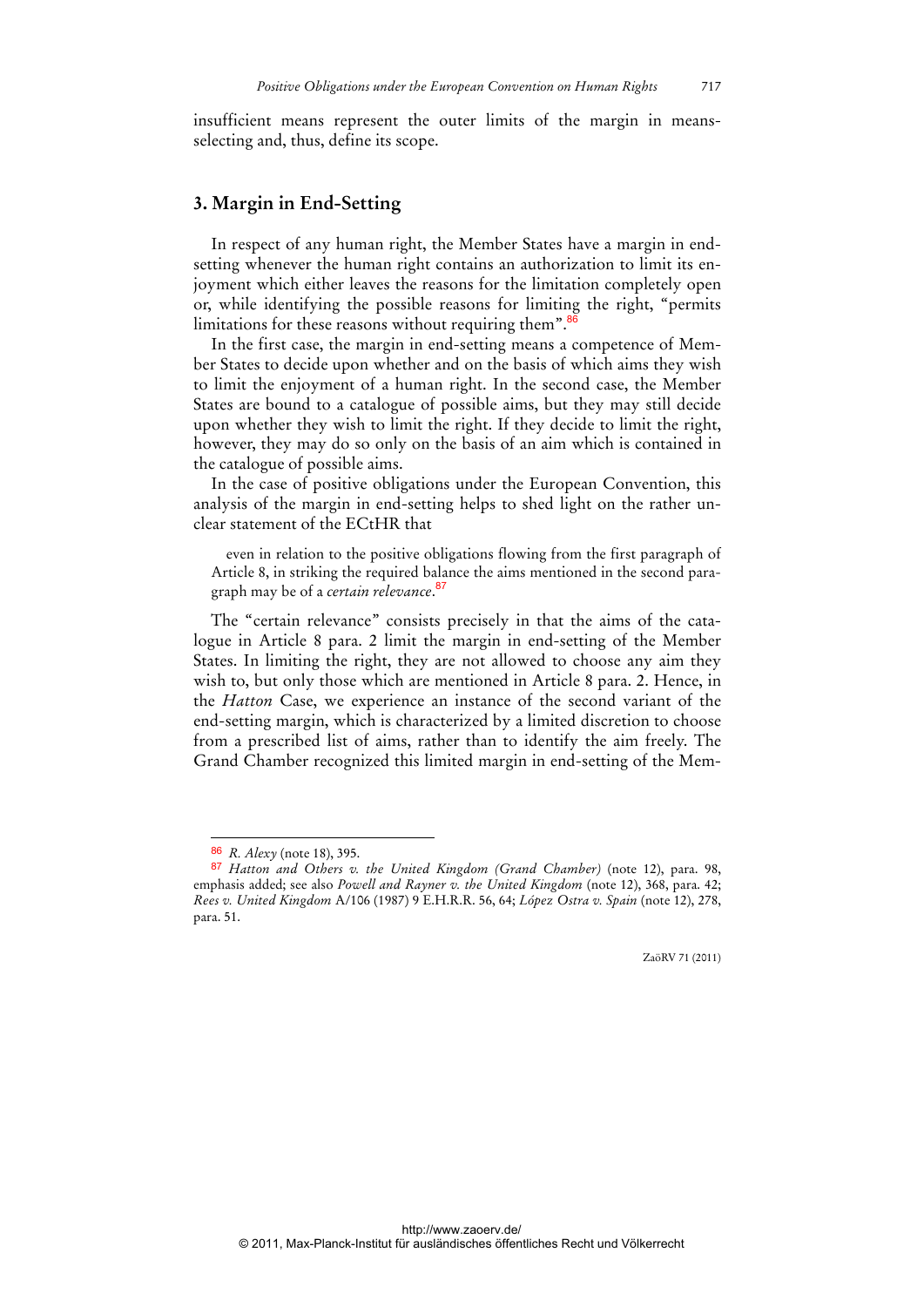insufficient means represent the outer limits of the margin in means-selecting and, thus, define its scope.

## 3. Margin in End-Setting

In respect of any human right, the Member States have a margin in end-setting whenever the human right contains an authorization to limit its enjoyment which either leaves the reasons for the limitation completely open or, while identifying the possible reasons for limiting the right, "permits limitations for these reasons without requiring them".[86]

In the first case, the margin in end-setting means a competence of Member States to decide upon whether and on the basis of which aims they wish to limit the enjoyment of a human right. In the second case, the Member States are bound to a catalogue of possible aims, but they may still decide upon whether they wish to limit the right. If they decide to limit the right, however, they may do so only on the basis of an aim which is contained in the catalogue of possible aims.

In the case of positive obligations under the European Convention, this analysis of the margin in end-setting helps to shed light on the rather unclear statement of the ECtHR that

> even in relation to the positive obligations flowing from the first paragraph of Article 8, in striking the required balance the aims mentioned in the second paragraph may be of a *certain relevance*.[87]

The "certain relevance" consists precisely in that the aims of the catalogue in Article 8 para. 2 limit the margin in end-setting of the Member States. In limiting the right, they are not allowed to choose any aim they wish to, but only those which are mentioned in Article 8 para. 2. Hence, in the *Hatton* Case, we experience an instance of the second variant of the end-setting margin, which is characterized by a limited discretion to choose from a prescribed list of aims, rather than to identify the aim freely. The Grand Chamber recognized this limited margin in end-setting of the Mem-

---

[86] *R. Alexy* (note 18), 395.

[87] *Hatton and Others v. the United Kingdom (Grand Chamber)* (note 12), para. 98, emphasis added; see also *Powell and Rayner v. the United Kingdom* (note 12), 368, para. 42; *Rees v. United Kingdom* A/106 (1987) 9 E.H.R.R. 56, 64; *López Ostra v. Spain* (note 12), 278, para. 51.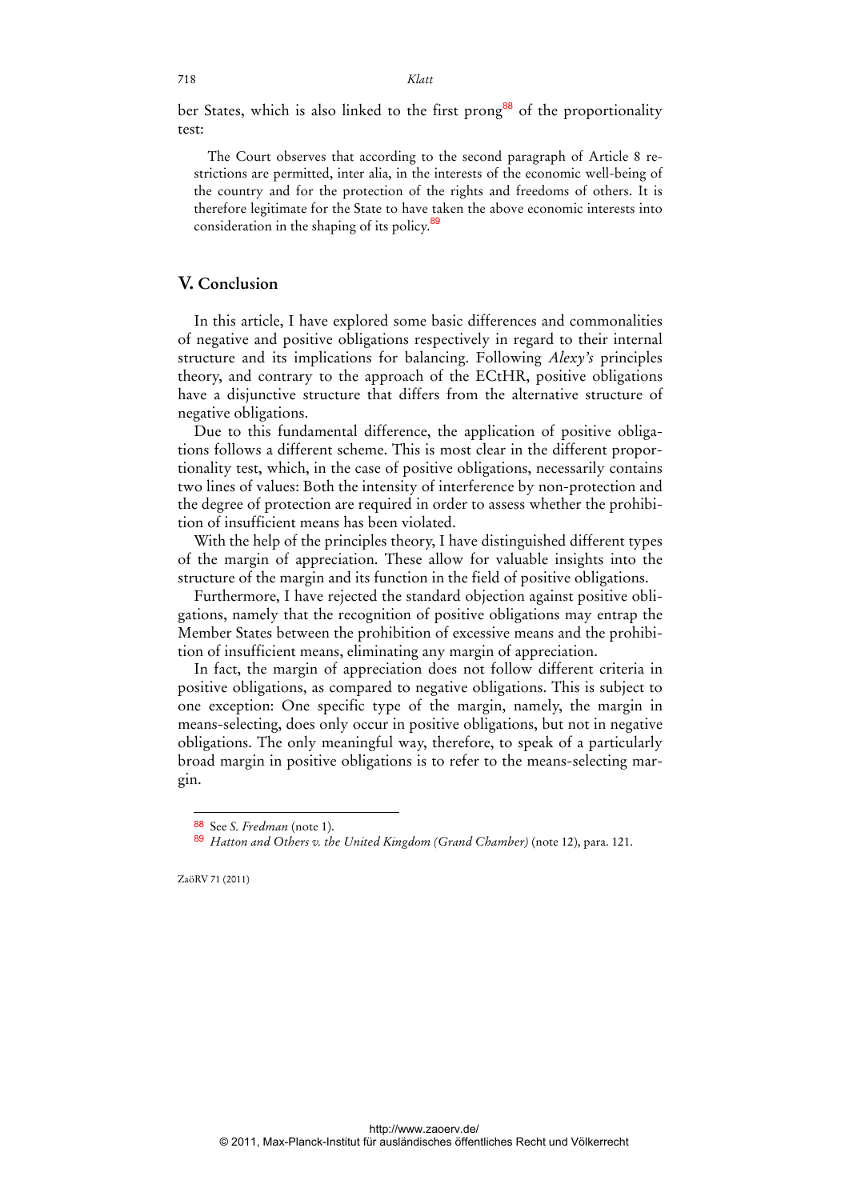ber States, which is also linked to the first prong[88] of the proportionality test:

> The Court observes that according to the second paragraph of Article 8 restrictions are permitted, inter alia, in the interests of the economic well-being of the country and for the protection of the rights and freedoms of others. It is therefore legitimate for the State to have taken the above economic interests into consideration in the shaping of its policy.[89]

## V. Conclusion

In this article, I have explored some basic differences and commonalities of negative and positive obligations respectively in regard to their internal structure and its implications for balancing. Following *Alexy's* principles theory, and contrary to the approach of the ECtHR, positive obligations have a disjunctive structure that differs from the alternative structure of negative obligations.

Due to this fundamental difference, the application of positive obligations follows a different scheme. This is most clear in the different proportionality test, which, in the case of positive obligations, necessarily contains two lines of values: Both the intensity of interference by non-protection and the degree of protection are required in order to assess whether the prohibition of insufficient means has been violated.

With the help of the principles theory, I have distinguished different types of the margin of appreciation. These allow for valuable insights into the structure of the margin and its function in the field of positive obligations.

Furthermore, I have rejected the standard objection against positive obligations, namely that the recognition of positive obligations may entrap the Member States between the prohibition of excessive means and the prohibition of insufficient means, eliminating any margin of appreciation.

In fact, the margin of appreciation does not follow different criteria in positive obligations, as compared to negative obligations. This is subject to one exception: One specific type of the margin, namely, the margin in means-selecting, does only occur in positive obligations, but not in negative obligations. The only meaningful way, therefore, to speak of a particularly broad margin in positive obligations is to refer to the means-selecting margin.

---

[88] See *S. Fredman* (note 1).

[89] *Hatton and Others v. the United Kingdom (Grand Chamber)* (note 12), para. 121.